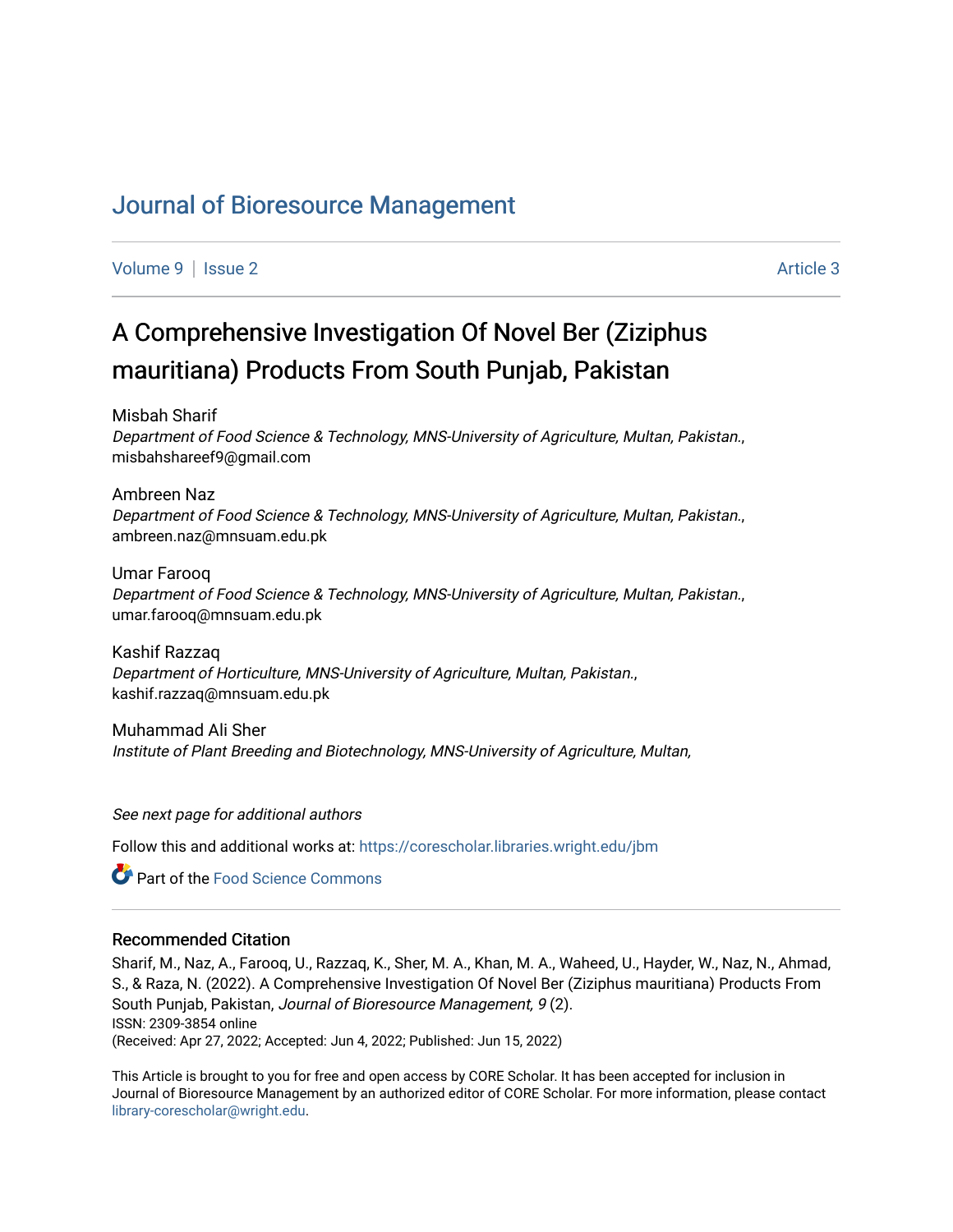# Journal of Bioresource Management

Volume 9 | Issue 2 Article 3

## A Comprehensive Investigation Of Novel Ber (Ziziphus mauritiana) Products From South Punjab, Pakistan

Misbah Sharif
*Department of Food Science & Technology, MNS-University of Agriculture, Multan, Pakistan.*, misbahshareef9@gmail.com

Ambreen Naz
*Department of Food Science & Technology, MNS-University of Agriculture, Multan, Pakistan.*, ambreen.naz@mnsuam.edu.pk

Umar Farooq
*Department of Food Science & Technology, MNS-University of Agriculture, Multan, Pakistan.*, umar.farooq@mnsuam.edu.pk

Kashif Razzaq
*Department of Horticulture, MNS-University of Agriculture, Multan, Pakistan.*, kashif.razzaq@mnsuam.edu.pk

Muhammad Ali Sher
*Institute of Plant Breeding and Biotechnology, MNS-University of Agriculture, Multan,*

*See next page for additional authors*

Follow this and additional works at: https://corescholar.libraries.wright.edu/jbm

Part of the Food Science Commons

### Recommended Citation

Sharif, M., Naz, A., Farooq, U., Razzaq, K., Sher, M. A., Khan, M. A., Waheed, U., Hayder, W., Naz, N., Ahmad, S., & Raza, N. (2022). A Comprehensive Investigation Of Novel Ber (Ziziphus mauritiana) Products From South Punjab, Pakistan, *Journal of Bioresource Management, 9* (2).
ISSN: 2309-3854 online
(Received: Apr 27, 2022; Accepted: Jun 4, 2022; Published: Jun 15, 2022)

This Article is brought to you for free and open access by CORE Scholar. It has been accepted for inclusion in Journal of Bioresource Management by an authorized editor of CORE Scholar. For more information, please contact library-corescholar@wright.edu.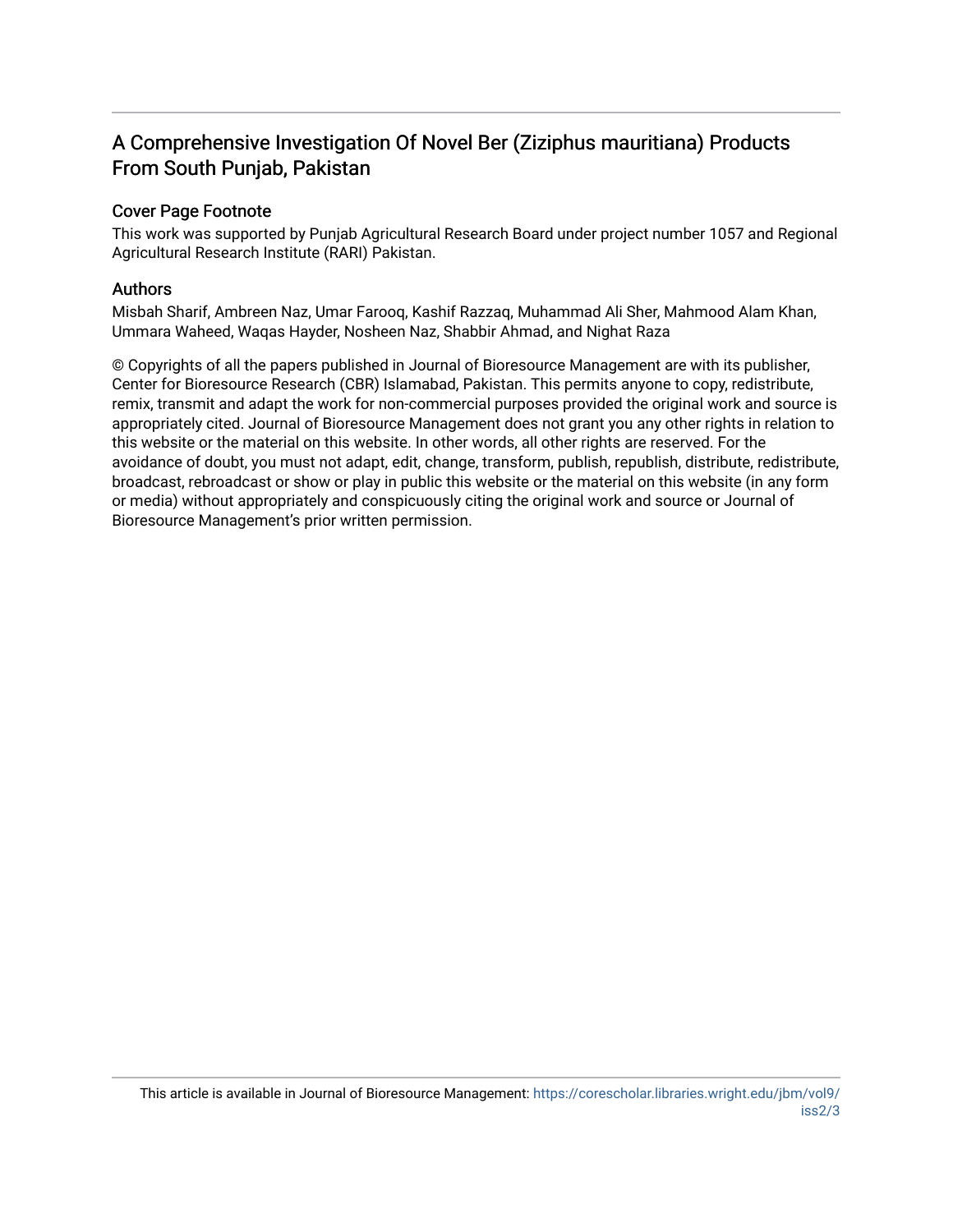# A Comprehensive Investigation Of Novel Ber (Ziziphus mauritiana) Products From South Punjab, Pakistan

## Cover Page Footnote

This work was supported by Punjab Agricultural Research Board under project number 1057 and Regional Agricultural Research Institute (RARI) Pakistan.

## Authors

Misbah Sharif, Ambreen Naz, Umar Farooq, Kashif Razzaq, Muhammad Ali Sher, Mahmood Alam Khan, Ummara Waheed, Waqas Hayder, Nosheen Naz, Shabbir Ahmad, and Nighat Raza

© Copyrights of all the papers published in Journal of Bioresource Management are with its publisher, Center for Bioresource Research (CBR) Islamabad, Pakistan. This permits anyone to copy, redistribute, remix, transmit and adapt the work for non-commercial purposes provided the original work and source is appropriately cited. Journal of Bioresource Management does not grant you any other rights in relation to this website or the material on this website. In other words, all other rights are reserved. For the avoidance of doubt, you must not adapt, edit, change, transform, publish, republish, distribute, redistribute, broadcast, rebroadcast or show or play in public this website or the material on this website (in any form or media) without appropriately and conspicuously citing the original work and source or Journal of Bioresource Management's prior written permission.

This article is available in Journal of Bioresource Management: https://corescholar.libraries.wright.edu/jbm/vol9/iss2/3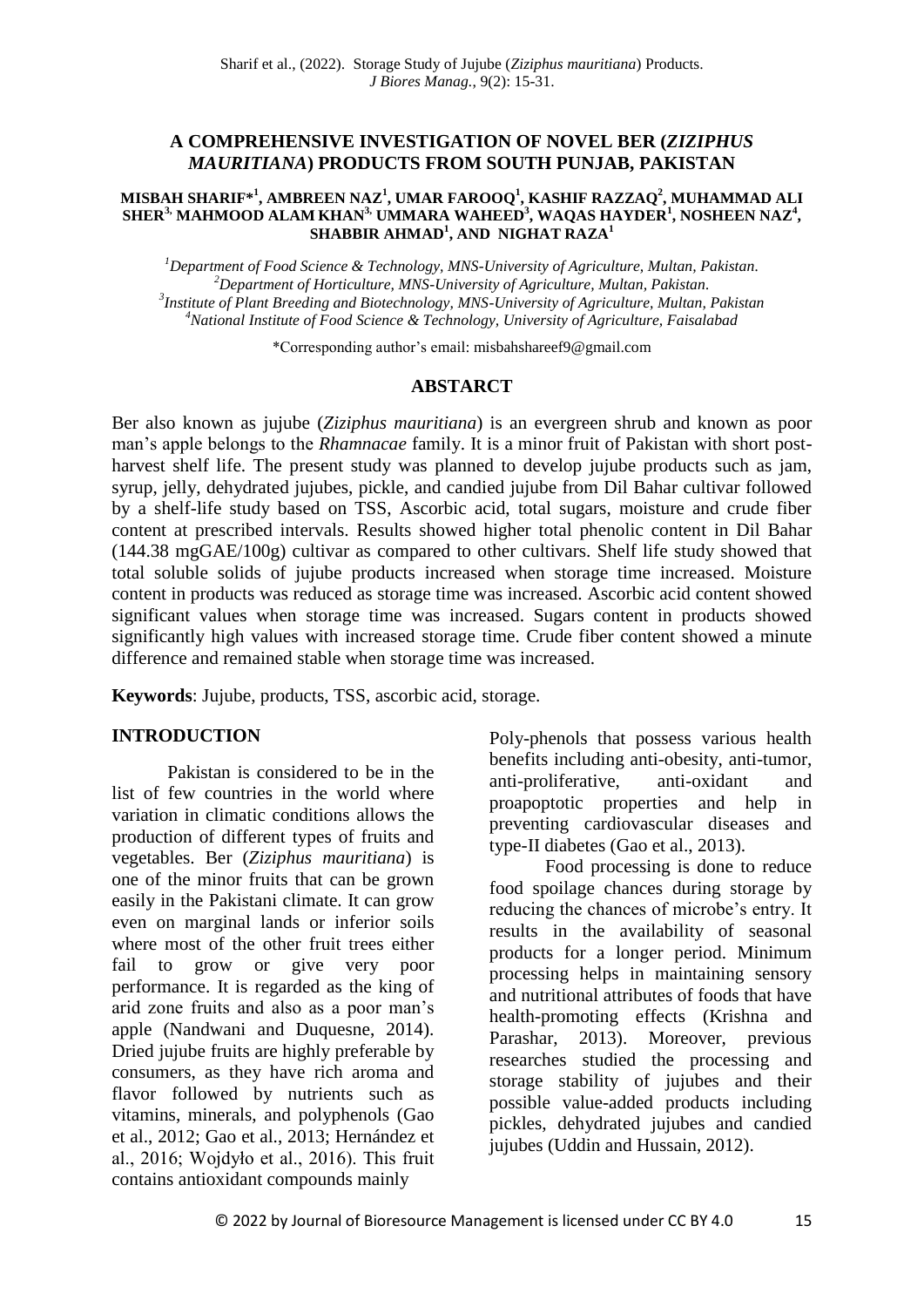# A COMPREHENSIVE INVESTIGATION OF NOVEL BER (*ZIZIPHUS MAURITIANA*) PRODUCTS FROM SOUTH PUNJAB, PAKISTAN

**MISBAH SHARIF*[1], AMBREEN NAZ[1], UMAR FAROOQ[1], KASHIF RAZZAQ[2], MUHAMMAD ALI SHER[3], MAHMOOD ALAM KHAN[3], UMMARA WAHEED[3], WAQAS HAYDER[1], NOSHEEN NAZ[4], SHABBIR AHMAD[1], AND NIGHAT RAZA[1]**

[1]*Department of Food Science & Technology, MNS-University of Agriculture, Multan, Pakistan.*
[2]*Department of Horticulture, MNS-University of Agriculture, Multan, Pakistan.*
[3]*Institute of Plant Breeding and Biotechnology, MNS-University of Agriculture, Multan, Pakistan*
[4]*National Institute of Food Science & Technology, University of Agriculture, Faisalabad*

*Corresponding author's email: misbahshareef9@gmail.com

## ABSTARCT

Ber also known as jujube (*Ziziphus mauritiana*) is an evergreen shrub and known as poor man's apple belongs to the *Rhamnacae* family. It is a minor fruit of Pakistan with short post-harvest shelf life. The present study was planned to develop jujube products such as jam, syrup, jelly, dehydrated jujubes, pickle, and candied jujube from Dil Bahar cultivar followed by a shelf-life study based on TSS, Ascorbic acid, total sugars, moisture and crude fiber content at prescribed intervals. Results showed higher total phenolic content in Dil Bahar (144.38 mgGAE/100g) cultivar as compared to other cultivars. Shelf life study showed that total soluble solids of jujube products increased when storage time increased. Moisture content in products was reduced as storage time was increased. Ascorbic acid content showed significant values when storage time was increased. Sugars content in products showed significantly high values with increased storage time. Crude fiber content showed a minute difference and remained stable when storage time was increased.

**Keywords**: Jujube, products, TSS, ascorbic acid, storage.

## INTRODUCTION

Pakistan is considered to be in the list of few countries in the world where variation in climatic conditions allows the production of different types of fruits and vegetables. Ber (*Ziziphus mauritiana*) is one of the minor fruits that can be grown easily in the Pakistani climate. It can grow even on marginal lands or inferior soils where most of the other fruit trees either fail to grow or give very poor performance. It is regarded as the king of arid zone fruits and also as a poor man's apple (Nandwani and Duquesne, 2014). Dried jujube fruits are highly preferable by consumers, as they have rich aroma and flavor followed by nutrients such as vitamins, minerals, and polyphenols (Gao et al., 2012; Gao et al., 2013; Hernández et al., 2016; Wojdyło et al., 2016). This fruit contains antioxidant compounds mainly Poly-phenols that possess various health benefits including anti-obesity, anti-tumor, anti-proliferative, anti-oxidant and proapoptotic properties and help in preventing cardiovascular diseases and type-II diabetes (Gao et al., 2013).

Food processing is done to reduce food spoilage chances during storage by reducing the chances of microbe's entry. It results in the availability of seasonal products for a longer period. Minimum processing helps in maintaining sensory and nutritional attributes of foods that have health-promoting effects (Krishna and Parashar, 2013). Moreover, previous researches studied the processing and storage stability of jujubes and their possible value-added products including pickles, dehydrated jujubes and candied jujubes (Uddin and Hussain, 2012).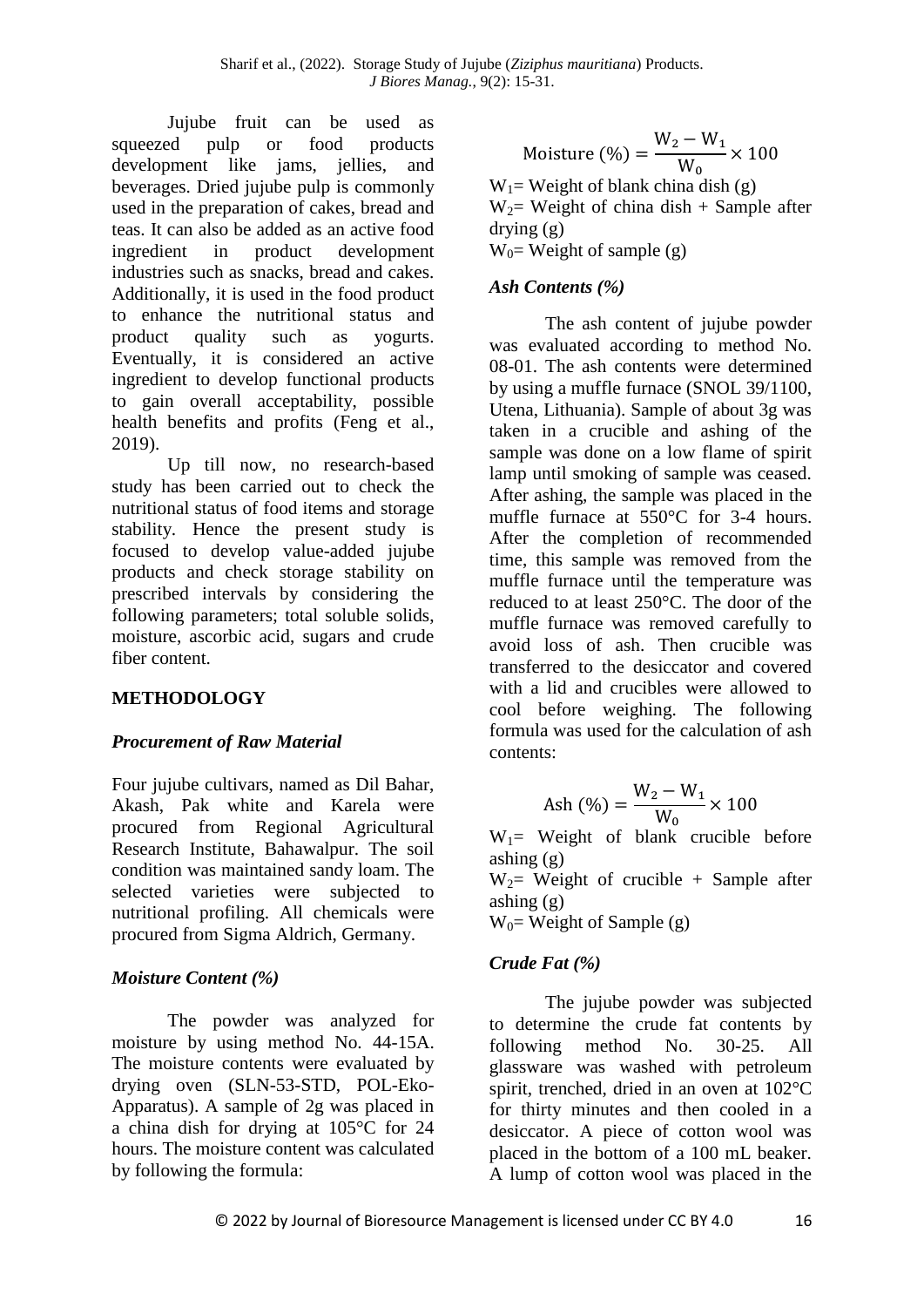Jujube fruit can be used as squeezed pulp or food products development like jams, jellies, and beverages. Dried jujube pulp is commonly used in the preparation of cakes, bread and teas. It can also be added as an active food ingredient in product development industries such as snacks, bread and cakes. Additionally, it is used in the food product to enhance the nutritional status and product quality such as yogurts. Eventually, it is considered an active ingredient to develop functional products to gain overall acceptability, possible health benefits and profits (Feng et al., 2019).

Up till now, no research-based study has been carried out to check the nutritional status of food items and storage stability. Hence the present study is focused to develop value-added jujube products and check storage stability on prescribed intervals by considering the following parameters; total soluble solids, moisture, ascorbic acid, sugars and crude fiber content.

## METHODOLOGY

### *Procurement of Raw Material*

Four jujube cultivars, named as Dil Bahar, Akash, Pak white and Karela were procured from Regional Agricultural Research Institute, Bahawalpur. The soil condition was maintained sandy loam. The selected varieties were subjected to nutritional profiling. All chemicals were procured from Sigma Aldrich, Germany.

### *Moisture Content (%)*

The powder was analyzed for moisture by using method No. 44-15A. The moisture contents were evaluated by drying oven (SLN-53-STD, POL-Eko-Apparatus). A sample of 2g was placed in a china dish for drying at 105°C for 24 hours. The moisture content was calculated by following the formula:

$$\text{Moisture (\%)} = \frac{W_2 - W_1}{W_0} \times 100$$

$W_1$= Weight of blank china dish (g)
$W_2$= Weight of china dish + Sample after drying (g)
$W_0$= Weight of sample (g)

### *Ash Contents (%)*

The ash content of jujube powder was evaluated according to method No. 08-01. The ash contents were determined by using a muffle furnace (SNOL 39/1100, Utena, Lithuania). Sample of about 3g was taken in a crucible and ashing of the sample was done on a low flame of spirit lamp until smoking of sample was ceased. After ashing, the sample was placed in the muffle furnace at 550°C for 3-4 hours. After the completion of recommended time, this sample was removed from the muffle furnace until the temperature was reduced to at least 250°C. The door of the muffle furnace was removed carefully to avoid loss of ash. Then crucible was transferred to the desiccator and covered with a lid and crucibles were allowed to cool before weighing. The following formula was used for the calculation of ash contents:

$$\text{Ash (\%)} = \frac{W_2 - W_1}{W_0} \times 100$$

$W_1$= Weight of blank crucible before ashing (g)
$W_2$= Weight of crucible + Sample after ashing (g)
$W_0$= Weight of Sample (g)

### *Crude Fat (%)*

The jujube powder was subjected to determine the crude fat contents by following method No. 30-25. All glassware was washed with petroleum spirit, trenched, dried in an oven at 102°C for thirty minutes and then cooled in a desiccator. A piece of cotton wool was placed in the bottom of a 100 mL beaker. A lump of cotton wool was placed in the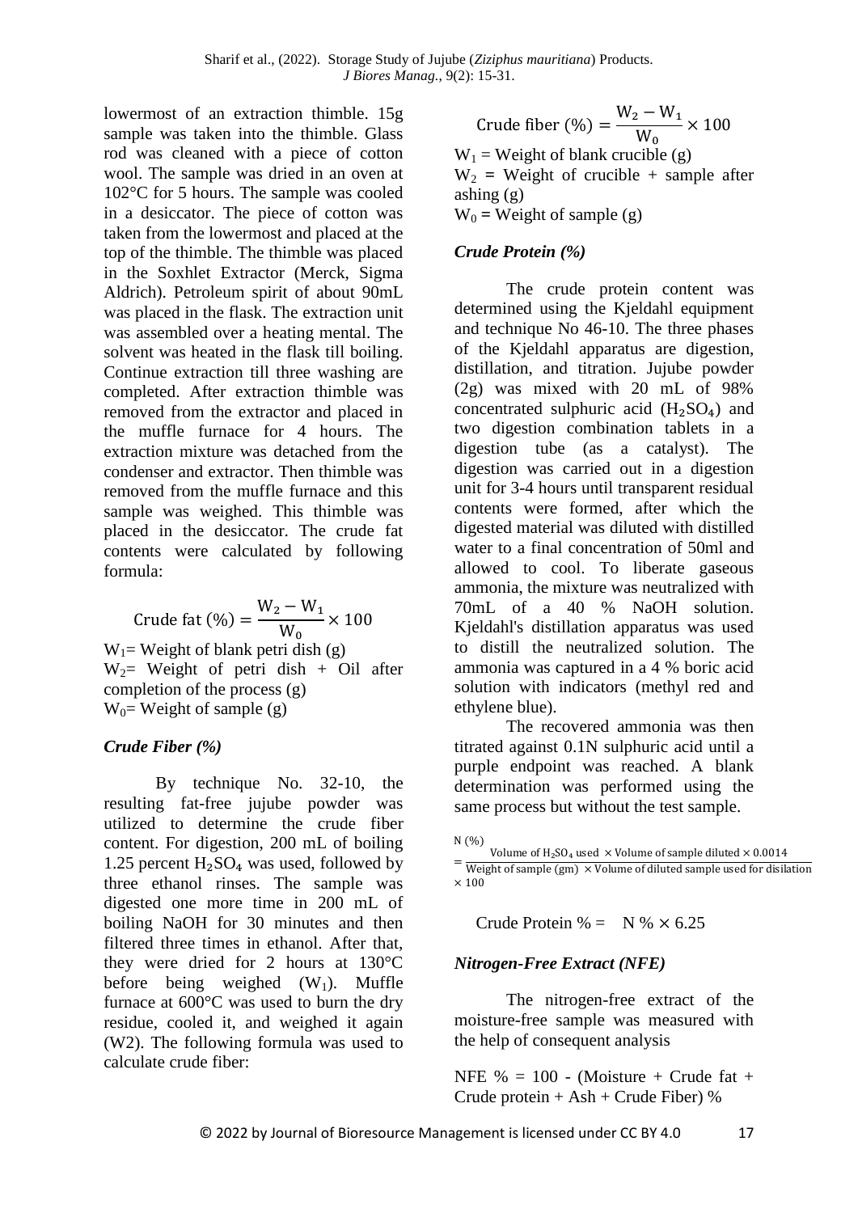lowermost of an extraction thimble. 15g sample was taken into the thimble. Glass rod was cleaned with a piece of cotton wool. The sample was dried in an oven at 102°C for 5 hours. The sample was cooled in a desiccator. The piece of cotton was taken from the lowermost and placed at the top of the thimble. The thimble was placed in the Soxhlet Extractor (Merck, Sigma Aldrich). Petroleum spirit of about 90mL was placed in the flask. The extraction unit was assembled over a heating mental. The solvent was heated in the flask till boiling. Continue extraction till three washing are completed. After extraction thimble was removed from the extractor and placed in the muffle furnace for 4 hours. The extraction mixture was detached from the condenser and extractor. Then thimble was removed from the muffle furnace and this sample was weighed. This thimble was placed in the desiccator. The crude fat contents were calculated by following formula:

$$\text{Crude fat (\%)} = \frac{W_2 - W_1}{W_0} \times 100$$

$W_1$= Weight of blank petri dish (g)
$W_2$= Weight of petri dish + Oil after completion of the process (g)
$W_0$= Weight of sample (g)

### *Crude Fiber (%)*

By technique No. 32-10, the resulting fat-free jujube powder was utilized to determine the crude fiber content. For digestion, 200 mL of boiling 1.25 percent $H_2SO_4$ was used, followed by three ethanol rinses. The sample was digested one more time in 200 mL of boiling NaOH for 30 minutes and then filtered three times in ethanol. After that, they were dried for 2 hours at 130°C before being weighed ($W_1$). Muffle furnace at 600°C was used to burn the dry residue, cooled it, and weighed it again (W2). The following formula was used to calculate crude fiber:

$$\text{Crude fiber (\%)} = \frac{W_2 - W_1}{W_0} \times 100$$

$W_1$ = Weight of blank crucible (g)
$W_2$ = Weight of crucible + sample after ashing (g)
$W_0$ = Weight of sample (g)

### *Crude Protein (%)*

The crude protein content was determined using the Kjeldahl equipment and technique No 46-10. The three phases of the Kjeldahl apparatus are digestion, distillation, and titration. Jujube powder (2g) was mixed with 20 mL of 98% concentrated sulphuric acid ($H_2SO_4$) and two digestion combination tablets in a digestion tube (as a catalyst). The digestion was carried out in a digestion unit for 3-4 hours until transparent residual contents were formed, after which the digested material was diluted with distilled water to a final concentration of 50ml and allowed to cool. To liberate gaseous ammonia, the mixture was neutralized with 70mL of a 40 % NaOH solution. Kjeldahl's distillation apparatus was used to distill the neutralized solution. The ammonia was captured in a 4 % boric acid solution with indicators (methyl red and ethylene blue).

The recovered ammonia was then titrated against 0.1N sulphuric acid until a purple endpoint was reached. A blank determination was performed using the same process but without the test sample.

$$\text{N (\%)} = \frac{\text{Volume of } H_2SO_4 \text{ used } \times \text{Volume of sample diluted} \times 0.0014}{\text{Weight of sample (gm) } \times \text{Volume of diluted sample used for disilation}} \times 100$$

$$\text{Crude Protein \%} = \text{N \%} \times 6.25$$

### *Nitrogen-Free Extract (NFE)*

The nitrogen-free extract of the moisture-free sample was measured with the help of consequent analysis

NFE % = 100 - (Moisture + Crude fat + Crude protein + Ash + Crude Fiber) %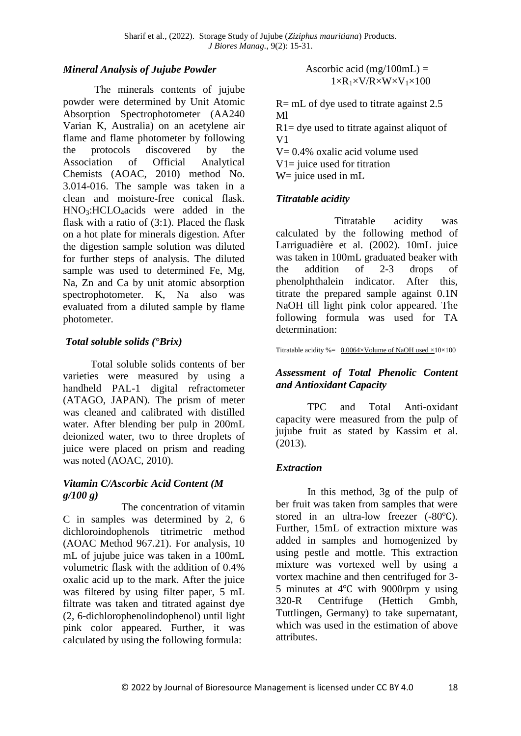### *Mineral Analysis of Jujube Powder*

The minerals contents of jujube powder were determined by Unit Atomic Absorption Spectrophotometer (AA240 Varian K, Australia) on an acetylene air flame and flame photometer by following the protocols discovered by the Association of Official Analytical Chemists (AOAC, 2010) method No. 3.014-016. The sample was taken in a clean and moisture-free conical flask. $HNO_3$:$HClO_4$acids were added in the flask with a ratio of (3:1). Placed the flask on a hot plate for minerals digestion. After the digestion sample solution was diluted for further steps of analysis. The diluted sample was used to determined Fe, Mg, Na, Zn and Ca by unit atomic absorption spectrophotometer. K, Na also was evaluated from a diluted sample by flame photometer.

### *Total soluble solids (°Brix)*

Total soluble solids contents of ber varieties were measured by using a handheld PAL-1 digital refractometer (ATAGO, JAPAN). The prism of meter was cleaned and calibrated with distilled water. After blending ber pulp in 200mL deionized water, two to three droplets of juice were placed on prism and reading was noted (AOAC, 2010).

### *Vitamin C/Ascorbic Acid Content (M g/100 g)*

The concentration of vitamin C in samples was determined by 2, 6 dichloroindophenols titrimetric method (AOAC Method 967.21). For analysis, 10 mL of jujube juice was taken in a 100mL volumetric flask with the addition of 0.4% oxalic acid up to the mark. After the juice was filtered by using filter paper, 5 mL filtrate was taken and titrated against dye (2, 6-dichlorophenolindophenol) until light pink color appeared. Further, it was calculated by using the following formula:

$$\text{Ascorbic acid (mg/100mL)} = 1 \times R_1 \times V / R \times W \times V_1 \times 100$$

R= mL of dye used to titrate against 2.5 Ml
R1= dye used to titrate against aliquot of V1
V= 0.4% oxalic acid volume used
V1= juice used for titration
W= juice used in mL

### *Titratable acidity*

Titratable acidity was calculated by the following method of Larriguadière et al. (2002). 10mL juice was taken in 100mL graduated beaker with the addition of 2-3 drops of phenolphthalein indicator. After this, titrate the prepared sample against 0.1N NaOH till light pink color appeared. The following formula was used for TA determination:

$$\text{Titratable acidity \%} = \frac{0.0064 \times \text{Volume of NaOH used}}{} \times 10 \times 100$$

### *Assessment of Total Phenolic Content and Antioxidant Capacity*

TPC and Total Anti-oxidant capacity were measured from the pulp of jujube fruit as stated by Kassim et al. (2013).

### *Extraction*

In this method, 3g of the pulp of ber fruit was taken from samples that were stored in an ultra-low freezer (-80℃). Further, 15mL of extraction mixture was added in samples and homogenized by using pestle and mottle. This extraction mixture was vortexed well by using a vortex machine and then centrifuged for 3-5 minutes at 4℃ with 9000rpm y using 320-R Centrifuge (Hettich Gmbh, Tuttlingen, Germany) to take supernatant, which was used in the estimation of above attributes.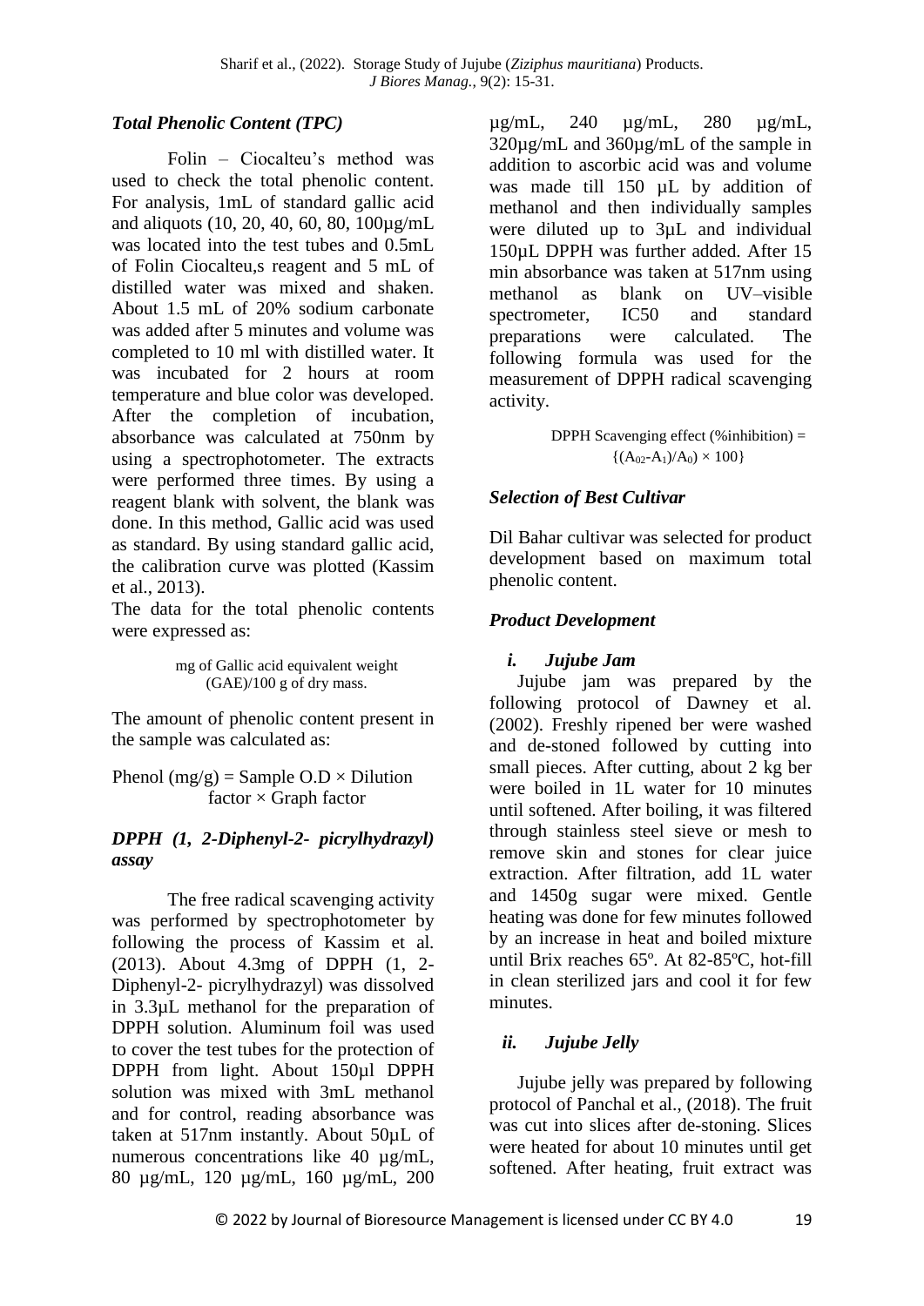### *Total Phenolic Content (TPC)*

Folin – Ciocalteu's method was used to check the total phenolic content. For analysis, 1mL of standard gallic acid and aliquots (10, 20, 40, 60, 80, 100µg/mL was located into the test tubes and 0.5mL of Folin Ciocalteu,s reagent and 5 mL of distilled water was mixed and shaken. About 1.5 mL of 20% sodium carbonate was added after 5 minutes and volume was completed to 10 ml with distilled water. It was incubated for 2 hours at room temperature and blue color was developed. After the completion of incubation, absorbance was calculated at 750nm by using a spectrophotometer. The extracts were performed three times. By using a reagent blank with solvent, the blank was done. In this method, Gallic acid was used as standard. By using standard gallic acid, the calibration curve was plotted (Kassim et al., 2013).

The data for the total phenolic contents were expressed as:

mg of Gallic acid equivalent weight (GAE)/100 g of dry mass.

The amount of phenolic content present in the sample was calculated as:

Phenol (mg/g) = Sample O.D × Dilution factor × Graph factor

### *DPPH (1, 2-Diphenyl-2- picrylhydrazyl) assay*

The free radical scavenging activity was performed by spectrophotometer by following the process of Kassim et al. (2013). About 4.3mg of DPPH (1, 2-Diphenyl-2- picrylhydrazyl) was dissolved in 3.3µL methanol for the preparation of DPPH solution. Aluminum foil was used to cover the test tubes for the protection of DPPH from light. About 150µl DPPH solution was mixed with 3mL methanol and for control, reading absorbance was taken at 517nm instantly. About 50µL of numerous concentrations like 40 µg/mL, 80 µg/mL, 120 µg/mL, 160 µg/mL, 200 µg/mL, 240 µg/mL, 280 µg/mL, 320µg/mL and 360µg/mL of the sample in addition to ascorbic acid was and volume was made till 150 µL by addition of methanol and then individually samples were diluted up to 3µL and individual 150µL DPPH was further added. After 15 min absorbance was taken at 517nm using methanol as blank on UV–visible spectrometer, IC50 and standard preparations were calculated. The following formula was used for the measurement of DPPH radical scavenging activity.

$$\text{DPPH Scavenging effect (\%inhibition)} = \{(A_{02}-A_1)/A_0) \times 100\}$$

### *Selection of Best Cultivar*

Dil Bahar cultivar was selected for product development based on maximum total phenolic content.

### *Product Development*

#### *i. Jujube Jam*

Jujube jam was prepared by the following protocol of Dawney et al. (2002). Freshly ripened ber were washed and de-stoned followed by cutting into small pieces. After cutting, about 2 kg ber were boiled in 1L water for 10 minutes until softened. After boiling, it was filtered through stainless steel sieve or mesh to remove skin and stones for clear juice extraction. After filtration, add 1L water and 1450g sugar were mixed. Gentle heating was done for few minutes followed by an increase in heat and boiled mixture until Brix reaches 65º. At 82-85ºC, hot-fill in clean sterilized jars and cool it for few minutes.

#### *ii. Jujube Jelly*

Jujube jelly was prepared by following protocol of Panchal et al., (2018). The fruit was cut into slices after de-stoning. Slices were heated for about 10 minutes until get softened. After heating, fruit extract was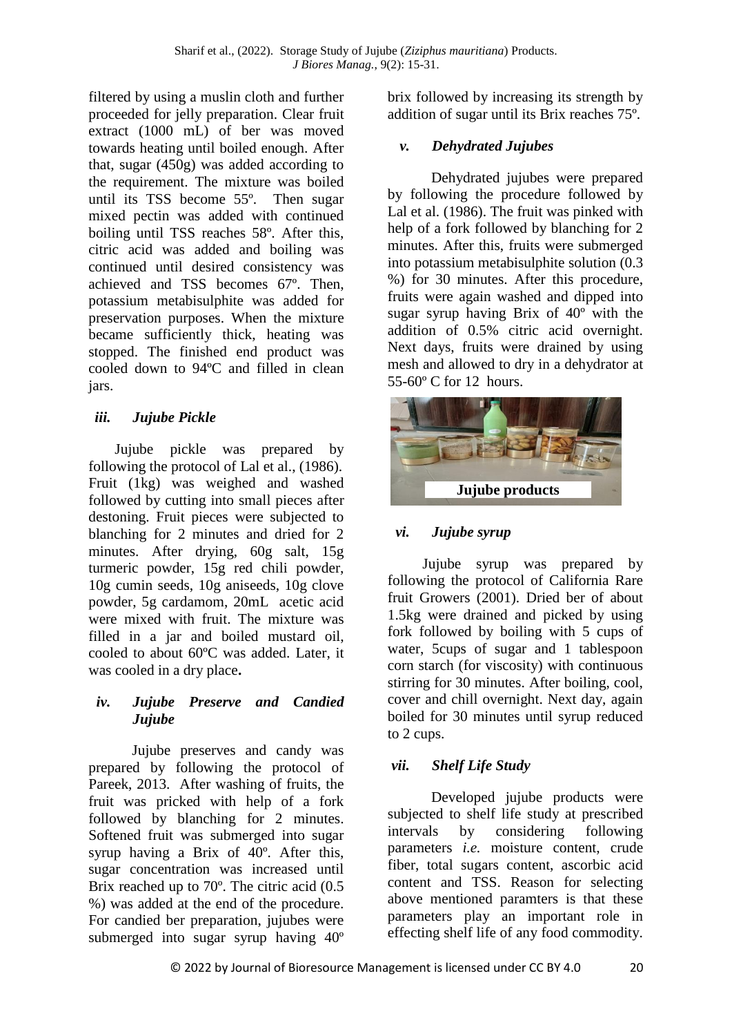filtered by using a muslin cloth and further proceeded for jelly preparation. Clear fruit extract (1000 mL) of ber was moved towards heating until boiled enough. After that, sugar (450g) was added according to the requirement. The mixture was boiled until its TSS become 55º. Then sugar mixed pectin was added with continued boiling until TSS reaches 58º. After this, citric acid was added and boiling was continued until desired consistency was achieved and TSS becomes 67º. Then, potassium metabisulphite was added for preservation purposes. When the mixture became sufficiently thick, heating was stopped. The finished end product was cooled down to 94ºC and filled in clean jars.

### *iii. Jujube Pickle*

Jujube pickle was prepared by following the protocol of Lal et al., (1986). Fruit (1kg) was weighed and washed followed by cutting into small pieces after destoning. Fruit pieces were subjected to blanching for 2 minutes and dried for 2 minutes. After drying, 60g salt, 15g turmeric powder, 15g red chili powder, 10g cumin seeds, 10g aniseeds, 10g clove powder, 5g cardamom, 20mL acetic acid were mixed with fruit. The mixture was filled in a jar and boiled mustard oil, cooled to about 60ºC was added. Later, it was cooled in a dry place**.**

### *iv. Jujube Preserve and Candied Jujube*

Jujube preserves and candy was prepared by following the protocol of Pareek, 2013. After washing of fruits, the fruit was pricked with help of a fork followed by blanching for 2 minutes. Softened fruit was submerged into sugar syrup having a Brix of 40º. After this, sugar concentration was increased until Brix reached up to 70º. The citric acid (0.5 %) was added at the end of the procedure. For candied ber preparation, jujubes were submerged into sugar syrup having 40º brix followed by increasing its strength by addition of sugar until its Brix reaches 75º.

### *v. Dehydrated Jujubes*

Dehydrated jujubes were prepared by following the procedure followed by Lal et al. (1986). The fruit was pinked with help of a fork followed by blanching for 2 minutes. After this, fruits were submerged into potassium metabisulphite solution (0.3 %) for 30 minutes. After this procedure, fruits were again washed and dipped into sugar syrup having Brix of 40º with the addition of 0.5% citric acid overnight. Next days, fruits were drained by using mesh and allowed to dry in a dehydrator at 55-60º C for 12 hours.

**Jujube products**

### *vi. Jujube syrup*

Jujube syrup was prepared by following the protocol of California Rare fruit Growers (2001). Dried ber of about 1.5kg were drained and picked by using fork followed by boiling with 5 cups of water, 5cups of sugar and 1 tablespoon corn starch (for viscosity) with continuous stirring for 30 minutes. After boiling, cool, cover and chill overnight. Next day, again boiled for 30 minutes until syrup reduced to 2 cups.

### *vii. Shelf Life Study*

Developed jujube products were subjected to shelf life study at prescribed intervals by considering following parameters *i.e.* moisture content, crude fiber, total sugars content, ascorbic acid content and TSS. Reason for selecting above mentioned paramters is that these parameters play an important role in effecting shelf life of any food commodity.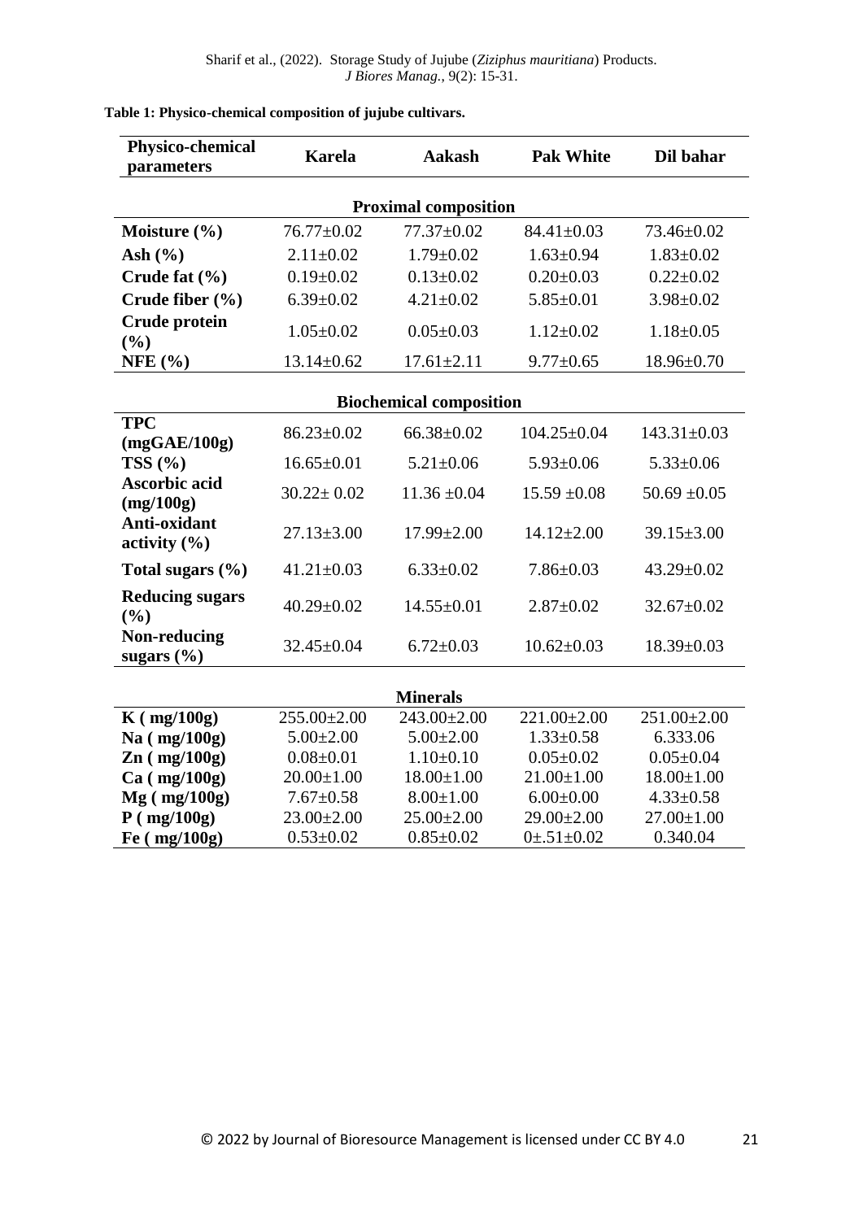**Table 1: Physico-chemical composition of jujube cultivars.**

| Physico-chemical parameters | Karela | Aakash | Pak White | Dil bahar |
|---|---|---|---|---|
| **Proximal composition** | | | | |
| **Moisture (%)** | 76.77±0.02 | 77.37±0.02 | 84.41±0.03 | 73.46±0.02 |
| **Ash (%)** | 2.11±0.02 | 1.79±0.02 | 1.63±0.94 | 1.83±0.02 |
| **Crude fat (%)** | 0.19±0.02 | 0.13±0.02 | 0.20±0.03 | 0.22±0.02 |
| **Crude fiber (%)** | 6.39±0.02 | 4.21±0.02 | 5.85±0.01 | 3.98±0.02 |
| **Crude protein (%)** | 1.05±0.02 | 0.05±0.03 | 1.12±0.02 | 1.18±0.05 |
| **NFE (%)** | 13.14±0.62 | 17.61±2.11 | 9.77±0.65 | 18.96±0.70 |
| **Biochemical composition** | | | | |
| **TPC (mgGAE/100g)** | 86.23±0.02 | 66.38±0.02 | 104.25±0.04 | 143.31±0.03 |
| **TSS (%)** | 16.65±0.01 | 5.21±0.06 | 5.93±0.06 | 5.33±0.06 |
| **Ascorbic acid (mg/100g)** | 30.22± 0.02 | 11.36 ±0.04 | 15.59 ±0.08 | 50.69 ±0.05 |
| **Anti-oxidant activity (%)** | 27.13±3.00 | 17.99±2.00 | 14.12±2.00 | 39.15±3.00 |
| **Total sugars (%)** | 41.21±0.03 | 6.33±0.02 | 7.86±0.03 | 43.29±0.02 |
| **Reducing sugars (%)** | 40.29±0.02 | 14.55±0.01 | 2.87±0.02 | 32.67±0.02 |
| **Non-reducing sugars (%)** | 32.45±0.04 | 6.72±0.03 | 10.62±0.03 | 18.39±0.03 |
| **Minerals** | | | | |
| **K ( mg/100g)** | 255.00±2.00 | 243.00±2.00 | 221.00±2.00 | 251.00±2.00 |
| **Na ( mg/100g)** | 5.00±2.00 | 5.00±2.00 | 1.33±0.58 | 6.333.06 |
| **Zn ( mg/100g)** | 0.08±0.01 | 1.10±0.10 | 0.05±0.02 | 0.05±0.04 |
| **Ca ( mg/100g)** | 20.00±1.00 | 18.00±1.00 | 21.00±1.00 | 18.00±1.00 |
| **Mg ( mg/100g)** | 7.67±0.58 | 8.00±1.00 | 6.00±0.00 | 4.33±0.58 |
| **P ( mg/100g)** | 23.00±2.00 | 25.00±2.00 | 29.00±2.00 | 27.00±1.00 |
| **Fe ( mg/100g)** | 0.53±0.02 | 0.85±0.02 | 0±.51±0.02 | 0.340.04 |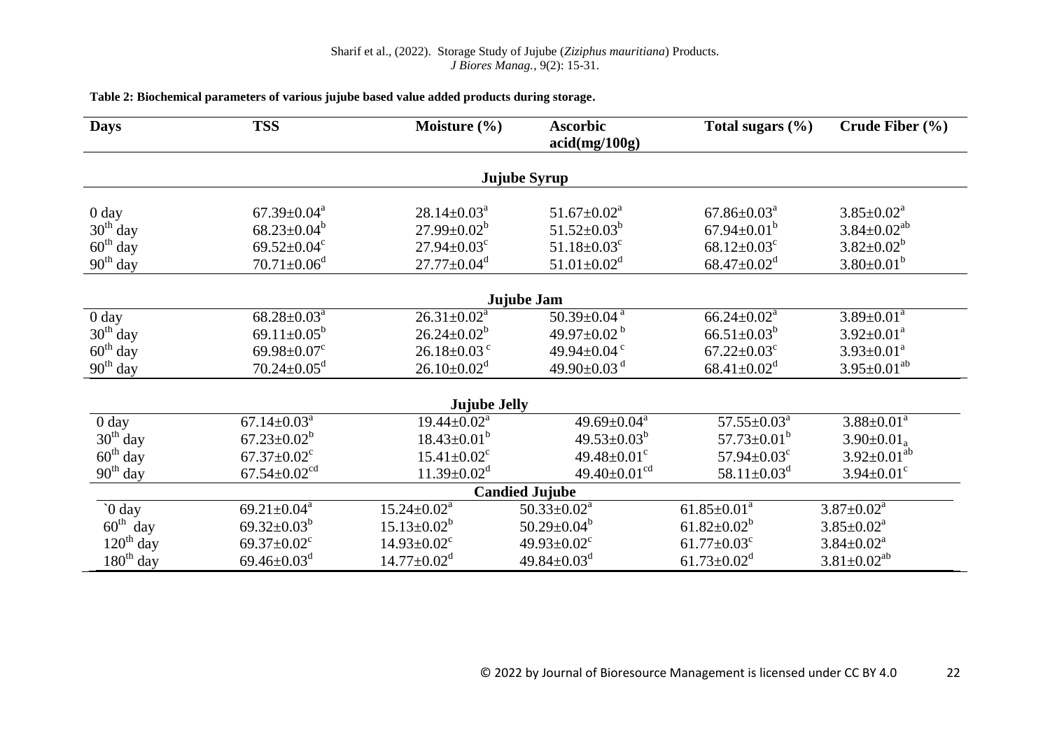**Table 2: Biochemical parameters of various jujube based value added products during storage.**

| Days | TSS | Moisture (%) | Ascorbic acid(mg/100g) | Total sugars (%) | Crude Fiber (%) |
|---|---|---|---|---|---|
| **Jujube Syrup** | | | | | |
| 0 day | 67.39±0.04[a] | 28.14±0.03[a] | 51.67±0.02[a] | 67.86±0.03[a] | 3.85±0.02[a] |
| 30[th] day | 68.23±0.04[b] | 27.99±0.02[b] | 51.52±0.03[b] | 67.94±0.01[b] | 3.84±0.02[ab] |
| 60[th] day | 69.52±0.04[c] | 27.94±0.03[c] | 51.18±0.03[c] | 68.12±0.03[c] | 3.82±0.02[b] |
| 90[th] day | 70.71±0.06[d] | 27.77±0.04[d] | 51.01±0.02[d] | 68.47±0.02[d] | 3.80±0.01[b] |
| **Jujube Jam** | | | | | |
| 0 day | 68.28±0.03[a] | 26.31±0.02[a] | 50.39±0.04[a] | 66.24±0.02[a] | 3.89±0.01[a] |
| 30[th] day | 69.11±0.05[b] | 26.24±0.02[b] | 49.97±0.02[b] | 66.51±0.03[b] | 3.92±0.01[a] |
| 60[th] day | 69.98±0.07[c] | 26.18±0.03[c] | 49.94±0.04[c] | 67.22±0.03[c] | 3.93±0.01[a] |
| 90[th] day | 70.24±0.05[d] | 26.10±0.02[d] | 49.90±0.03[d] | 68.41±0.02[d] | 3.95±0.01[ab] |
| **Jujube Jelly** | | | | | |
| 0 day | 67.14±0.03[a] | 19.44±0.02[a] | 49.69±0.04[a] | 57.55±0.03[a] | 3.88±0.01[a] |
| 30[th] day | 67.23±0.02[b] | 18.43±0.01[b] | 49.53±0.03[b] | 57.73±0.01[b] | 3.90±0.01[a] |
| 60[th] day | 67.37±0.02[c] | 15.41±0.02[c] | 49.48±0.01[c] | 57.94±0.03[c] | 3.92±0.01[ab] |
| 90[th] day | 67.54±0.02[cd] | 11.39±0.02[d] | 49.40±0.01[cd] | 58.11±0.03[d] | 3.94±0.01[c] |
| **Candied Jujube** | | | | | |
| `0 day | 69.21±0.04[a] | 15.24±0.02[a] | 50.33±0.02[a] | 61.85±0.01[a] | 3.87±0.02[a] |
| 60[th] day | 69.32±0.03[b] | 15.13±0.02[b] | 50.29±0.04[b] | 61.82±0.02[b] | 3.85±0.02[a] |
| 120[th] day | 69.37±0.02[c] | 14.93±0.02[c] | 49.93±0.02[c] | 61.77±0.03[c] | 3.84±0.02[a] |
| 180[th] day | 69.46±0.03[d] | 14.77±0.02[d] | 49.84±0.03[d] | 61.73±0.02[d] | 3.81±0.02[ab] |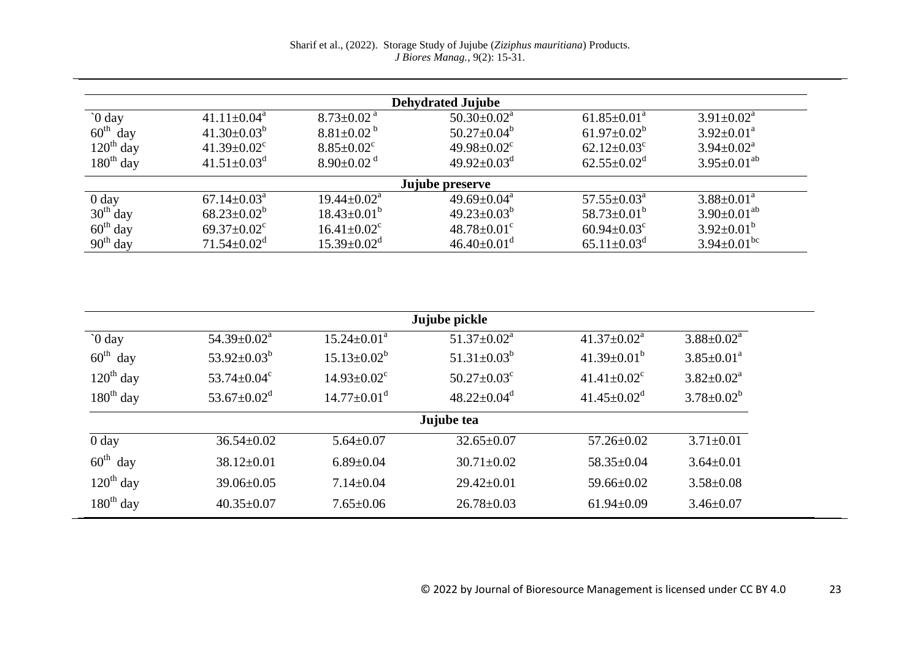| | | | | | |
|---|---|---|---|---|---|
| **Dehydrated Jujube** | | | | | |
| `0 day | 41.11±0.04[a] | 8.73±0.02 [a] | 50.30±0.02[a] | 61.85±0.01[a] | 3.91±0.02[a] |
| 60[th] day | 41.30±0.03[b] | 8.81±0.02 [b] | 50.27±0.04[b] | 61.97±0.02[b] | 3.92±0.01[a] |
| 120[th] day | 41.39±0.02[c] | 8.85±0.02[c] | 49.98±0.02[c] | 62.12±0.03[c] | 3.94±0.02[a] |
| 180[th] day | 41.51±0.03[d] | 8.90±0.02 [d] | 49.92±0.03[d] | 62.55±0.02[d] | 3.95±0.01[ab] |
| **Jujube preserve** | | | | | |
| 0 day | 67.14±0.03[a] | 19.44±0.02[a] | 49.69±0.04[a] | 57.55±0.03[a] | 3.88±0.01[a] |
| 30[th] day | 68.23±0.02[b] | 18.43±0.01[b] | 49.23±0.03[b] | 58.73±0.01[b] | 3.90±0.01[ab] |
| 60[th] day | 69.37±0.02[c] | 16.41±0.02[c] | 48.78±0.01[c] | 60.94±0.03[c] | 3.92±0.01[b] |
| 90[th] day | 71.54±0.02[d] | 15.39±0.02[d] | 46.40±0.01[d] | 65.11±0.03[d] | 3.94±0.01[bc] |

| | | | | | |
|---|---|---|---|---|---|
| **Jujube pickle** | | | | | |
| `0 day | 54.39±0.02[a] | 15.24±0.01[a] | 51.37±0.02[a] | 41.37±0.02[a] | 3.88±0.02[a] |
| 60[th] day | 53.92±0.03[b] | 15.13±0.02[b] | 51.31±0.03[b] | 41.39±0.01[b] | 3.85±0.01[a] |
| 120[th] day | 53.74±0.04[c] | 14.93±0.02[c] | 50.27±0.03[c] | 41.41±0.02[c] | 3.82±0.02[a] |
| 180[th] day | 53.67±0.02[d] | 14.77±0.01[d] | 48.22±0.04[d] | 41.45±0.02[d] | 3.78±0.02[b] |
| **Jujube tea** | | | | | |
| 0 day | 36.54±0.02 | 5.64±0.07 | 32.65±0.07 | 57.26±0.02 | 3.71±0.01 |
| 60[th] day | 38.12±0.01 | 6.89±0.04 | 30.71±0.02 | 58.35±0.04 | 3.64±0.01 |
| 120[th] day | 39.06±0.05 | 7.14±0.04 | 29.42±0.01 | 59.66±0.02 | 3.58±0.08 |
| 180[th] day | 40.35±0.07 | 7.65±0.06 | 26.78±0.03 | 61.94±0.09 | 3.46±0.07 |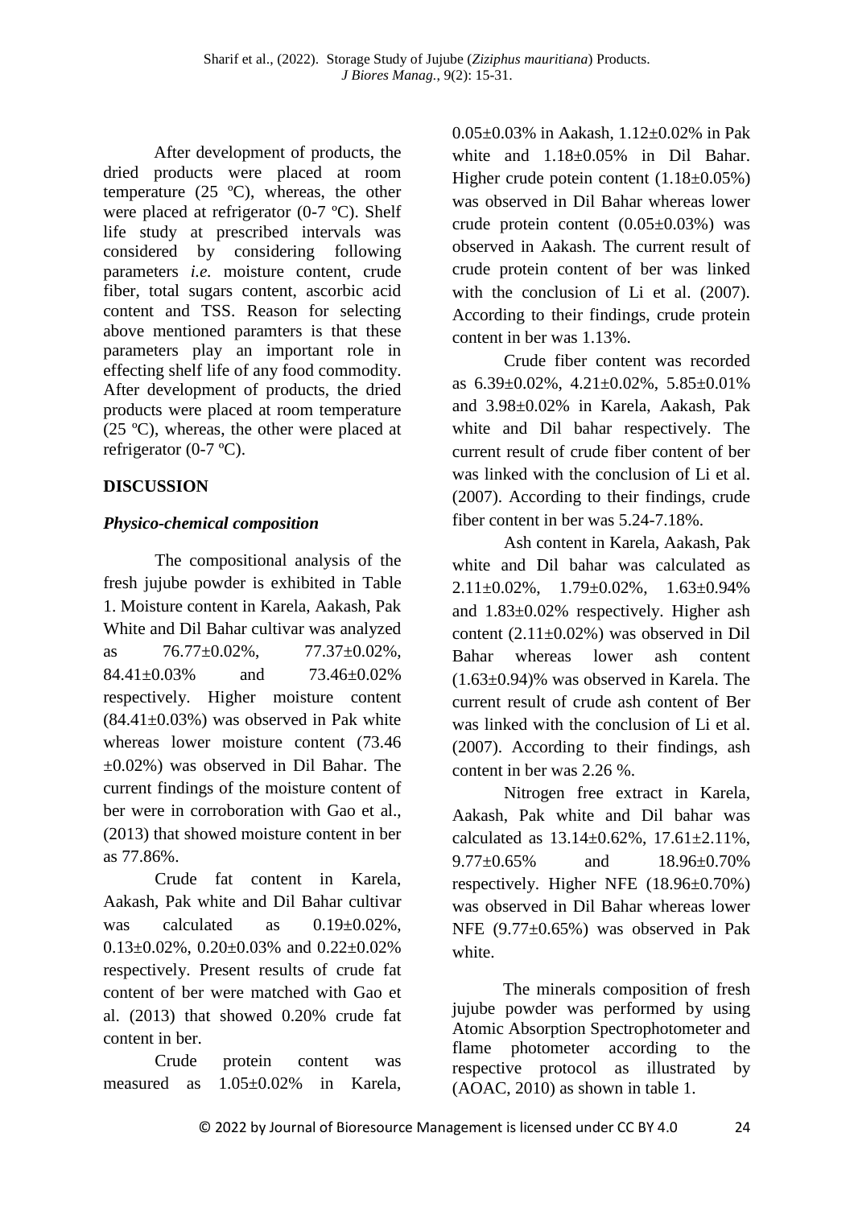After development of products, the dried products were placed at room temperature (25 ºC), whereas, the other were placed at refrigerator (0-7 ºC). Shelf life study at prescribed intervals was considered by considering following parameters *i.e.* moisture content, crude fiber, total sugars content, ascorbic acid content and TSS. Reason for selecting above mentioned paramters is that these parameters play an important role in effecting shelf life of any food commodity. After development of products, the dried products were placed at room temperature (25 ºC), whereas, the other were placed at refrigerator (0-7 ºC).

## DISCUSSION

### *Physico-chemical composition*

The compositional analysis of the fresh jujube powder is exhibited in Table 1. Moisture content in Karela, Aakash, Pak White and Dil Bahar cultivar was analyzed as 76.77±0.02%, 77.37±0.02%, 84.41±0.03% and 73.46±0.02% respectively. Higher moisture content (84.41±0.03%) was observed in Pak white whereas lower moisture content (73.46 ±0.02%) was observed in Dil Bahar. The current findings of the moisture content of ber were in corroboration with Gao et al., (2013) that showed moisture content in ber as 77.86%.

Crude fat content in Karela, Aakash, Pak white and Dil Bahar cultivar was calculated as 0.19±0.02%, 0.13±0.02%, 0.20±0.03% and 0.22±0.02% respectively. Present results of crude fat content of ber were matched with Gao et al. (2013) that showed 0.20% crude fat content in ber.

Crude protein content was measured as 1.05±0.02% in Karela, 0.05±0.03% in Aakash, 1.12±0.02% in Pak white and 1.18±0.05% in Dil Bahar. Higher crude potein content (1.18±0.05%) was observed in Dil Bahar whereas lower crude protein content (0.05±0.03%) was observed in Aakash. The current result of crude protein content of ber was linked with the conclusion of Li et al. (2007). According to their findings, crude protein content in ber was 1.13%.

Crude fiber content was recorded as 6.39±0.02%, 4.21±0.02%, 5.85±0.01% and 3.98±0.02% in Karela, Aakash, Pak white and Dil bahar respectively. The current result of crude fiber content of ber was linked with the conclusion of Li et al. (2007). According to their findings, crude fiber content in ber was 5.24-7.18%.

Ash content in Karela, Aakash, Pak white and Dil bahar was calculated as 2.11±0.02%, 1.79±0.02%, 1.63±0.94% and 1.83±0.02% respectively. Higher ash content (2.11±0.02%) was observed in Dil Bahar whereas lower ash content (1.63±0.94)% was observed in Karela. The current result of crude ash content of Ber was linked with the conclusion of Li et al. (2007). According to their findings, ash content in ber was 2.26 %.

Nitrogen free extract in Karela, Aakash, Pak white and Dil bahar was calculated as 13.14±0.62%, 17.61±2.11%, 9.77±0.65% and 18.96±0.70% respectively. Higher NFE (18.96±0.70%) was observed in Dil Bahar whereas lower NFE (9.77±0.65%) was observed in Pak white.

The minerals composition of fresh jujube powder was performed by using Atomic Absorption Spectrophotometer and flame photometer according to the respective protocol as illustrated by (AOAC, 2010) as shown in table 1.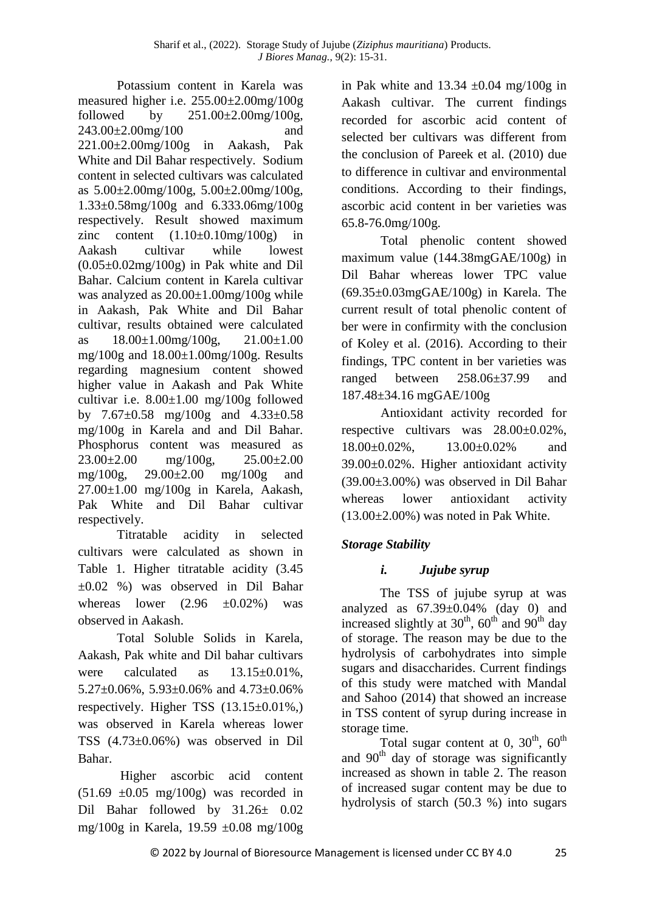Potassium content in Karela was measured higher i.e. 255.00±2.00mg/100g followed by 251.00±2.00mg/100g, 243.00±2.00mg/100 and 221.00±2.00mg/100g in Aakash, Pak White and Dil Bahar respectively. Sodium content in selected cultivars was calculated as 5.00±2.00mg/100g, 5.00±2.00mg/100g, 1.33±0.58mg/100g and 6.333.06mg/100g respectively. Result showed maximum zinc content (1.10±0.10mg/100g) in Aakash cultivar while lowest (0.05±0.02mg/100g) in Pak white and Dil Bahar. Calcium content in Karela cultivar was analyzed as 20.00±1.00mg/100g while in Aakash, Pak White and Dil Bahar cultivar, results obtained were calculated as 18.00±1.00mg/100g, 21.00±1.00 mg/100g and 18.00±1.00mg/100g. Results regarding magnesium content showed higher value in Aakash and Pak White cultivar i.e. 8.00±1.00 mg/100g followed by 7.67±0.58 mg/100g and 4.33±0.58 mg/100g in Karela and and Dil Bahar. Phosphorus content was measured as 23.00±2.00 mg/100g, 25.00±2.00 mg/100g, 29.00±2.00 mg/100g and 27.00±1.00 mg/100g in Karela, Aakash, Pak White and Dil Bahar cultivar respectively.

Titratable acidity in selected cultivars were calculated as shown in Table 1. Higher titratable acidity (3.45 ±0.02 %) was observed in Dil Bahar whereas lower (2.96 ±0.02%) was observed in Aakash.

Total Soluble Solids in Karela, Aakash, Pak white and Dil bahar cultivars were calculated as 13.15±0.01%, 5.27±0.06%, 5.93±0.06% and 4.73±0.06% respectively. Higher TSS (13.15±0.01%,) was observed in Karela whereas lower TSS (4.73±0.06%) was observed in Dil Bahar.

Higher ascorbic acid content (51.69 ±0.05 mg/100g) was recorded in Dil Bahar followed by 31.26± 0.02 mg/100g in Karela, 19.59 ±0.08 mg/100g in Pak white and 13.34 ±0.04 mg/100g in Aakash cultivar. The current findings recorded for ascorbic acid content of selected ber cultivars was different from the conclusion of Pareek et al. (2010) due to difference in cultivar and environmental conditions. According to their findings, ascorbic acid content in ber varieties was 65.8-76.0mg/100g.

Total phenolic content showed maximum value (144.38mgGAE/100g) in Dil Bahar whereas lower TPC value (69.35±0.03mgGAE/100g) in Karela. The current result of total phenolic content of ber were in confirmity with the conclusion of Koley et al. (2016). According to their findings, TPC content in ber varieties was ranged between 258.06±37.99 and 187.48±34.16 mgGAE/100g

Antioxidant activity recorded for respective cultivars was 28.00±0.02%, 18.00±0.02%, 13.00±0.02% and 39.00±0.02%. Higher antioxidant activity (39.00±3.00%) was observed in Dil Bahar whereas lower antioxidant activity (13.00±2.00%) was noted in Pak White.

### *Storage Stability*

#### *i. Jujube syrup*

The TSS of jujube syrup at was analyzed as 67.39±0.04% (day 0) and increased slightly at 30th, 60th and 90th day of storage. The reason may be due to the hydrolysis of carbohydrates into simple sugars and disaccharides. Current findings of this study were matched with Mandal and Sahoo (2014) that showed an increase in TSS content of syrup during increase in storage time.

Total sugar content at 0, 30th, 60th and 90th day of storage was significantly increased as shown in table 2. The reason of increased sugar content may be due to hydrolysis of starch (50.3 %) into sugars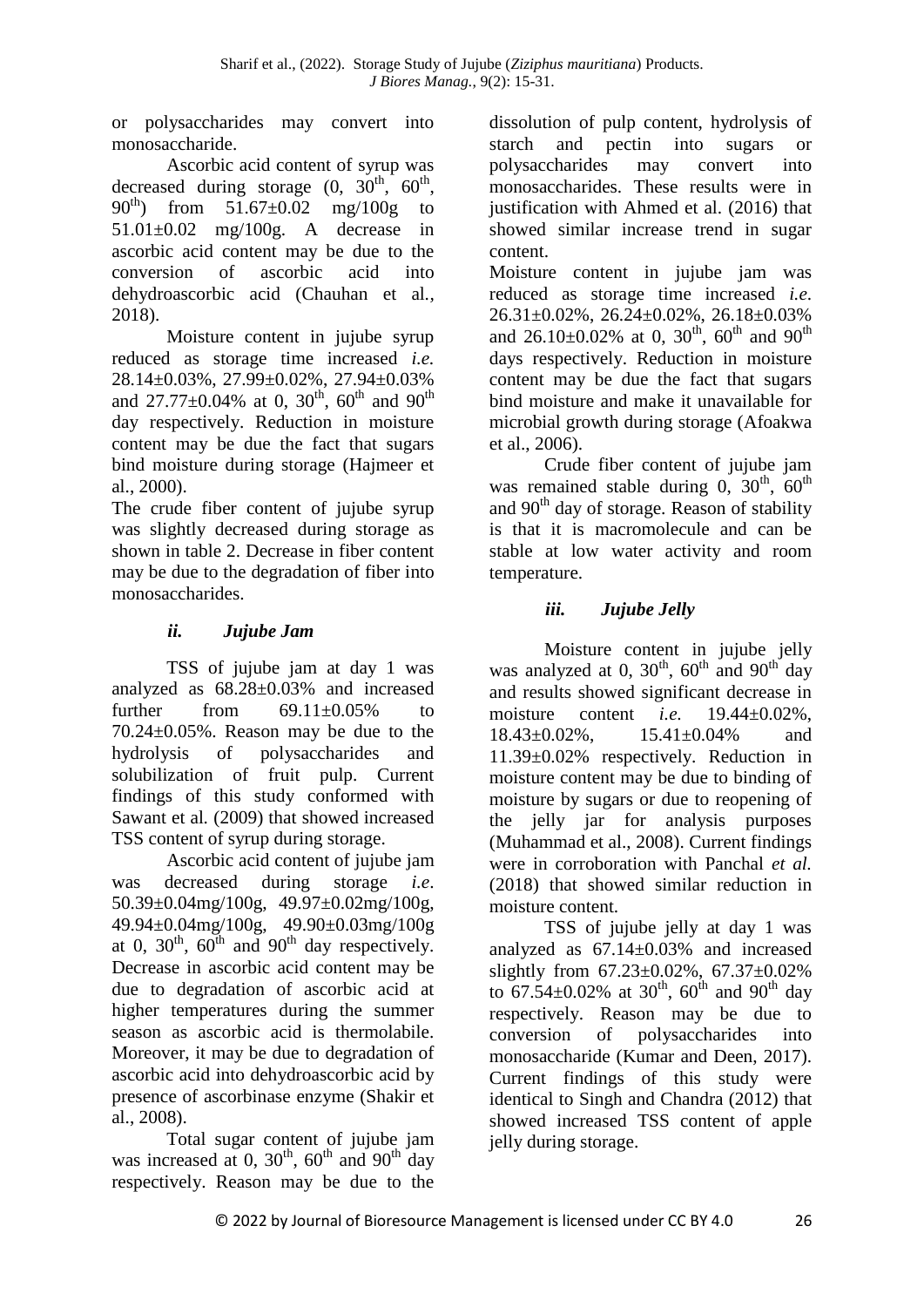or polysaccharides may convert into monosaccharide.

Ascorbic acid content of syrup was decreased during storage (0, 30$^{th}$, 60$^{th}$, 90$^{th}$) from 51.67±0.02 mg/100g to 51.01±0.02 mg/100g. A decrease in ascorbic acid content may be due to the conversion of ascorbic acid into dehydroascorbic acid (Chauhan et al., 2018).

Moisture content in jujube syrup reduced as storage time increased *i.e.* 28.14±0.03%, 27.99±0.02%, 27.94±0.03% and 27.77±0.04% at 0, 30$^{th}$, 60$^{th}$ and 90$^{th}$ day respectively. Reduction in moisture content may be due the fact that sugars bind moisture during storage (Hajmeer et al., 2000).

The crude fiber content of jujube syrup was slightly decreased during storage as shown in table 2. Decrease in fiber content may be due to the degradation of fiber into monosaccharides.

### *ii. Jujube Jam*

TSS of jujube jam at day 1 was analyzed as 68.28±0.03% and increased further from 69.11±0.05% to 70.24±0.05%. Reason may be due to the hydrolysis of polysaccharides and solubilization of fruit pulp. Current findings of this study conformed with Sawant et al. (2009) that showed increased TSS content of syrup during storage.

Ascorbic acid content of jujube jam was decreased during storage *i.e*. 50.39±0.04mg/100g, 49.97±0.02mg/100g, 49.94±0.04mg/100g, 49.90±0.03mg/100g at 0, 30$^{th}$, 60$^{th}$ and 90$^{th}$ day respectively. Decrease in ascorbic acid content may be due to degradation of ascorbic acid at higher temperatures during the summer season as ascorbic acid is thermolabile. Moreover, it may be due to degradation of ascorbic acid into dehydroascorbic acid by presence of ascorbinase enzyme (Shakir et al., 2008).

Total sugar content of jujube jam was increased at 0, 30$^{th}$, 60$^{th}$ and 90$^{th}$ day respectively. Reason may be due to the dissolution of pulp content, hydrolysis of starch and pectin into sugars or polysaccharides may convert into monosaccharides. These results were in justification with Ahmed et al. (2016) that showed similar increase trend in sugar content.

Moisture content in jujube jam was reduced as storage time increased *i.e.* 26.31±0.02%, 26.24±0.02%, 26.18±0.03% and 26.10±0.02% at 0, 30$^{th}$, 60$^{th}$ and 90$^{th}$ days respectively. Reduction in moisture content may be due the fact that sugars bind moisture and make it unavailable for microbial growth during storage (Afoakwa et al., 2006).

Crude fiber content of jujube jam was remained stable during 0, 30$^{th}$, 60$^{th}$ and 90$^{th}$ day of storage. Reason of stability is that it is macromolecule and can be stable at low water activity and room temperature.

### *iii. Jujube Jelly*

Moisture content in jujube jelly was analyzed at 0, 30$^{th}$, 60$^{th}$ and 90$^{th}$ day and results showed significant decrease in moisture content *i.e.* 19.44±0.02%, 18.43±0.02%, 15.41±0.04% and 11.39±0.02% respectively. Reduction in moisture content may be due to binding of moisture by sugars or due to reopening of the jelly jar for analysis purposes (Muhammad et al., 2008). Current findings were in corroboration with Panchal *et al.* (2018) that showed similar reduction in moisture content.

TSS of jujube jelly at day 1 was analyzed as 67.14±0.03% and increased slightly from 67.23±0.02%, 67.37±0.02% to 67.54±0.02% at 30$^{th}$, 60$^{th}$ and 90$^{th}$ day respectively. Reason may be due to conversion of polysaccharides into monosaccharide (Kumar and Deen, 2017). Current findings of this study were identical to Singh and Chandra (2012) that showed increased TSS content of apple jelly during storage.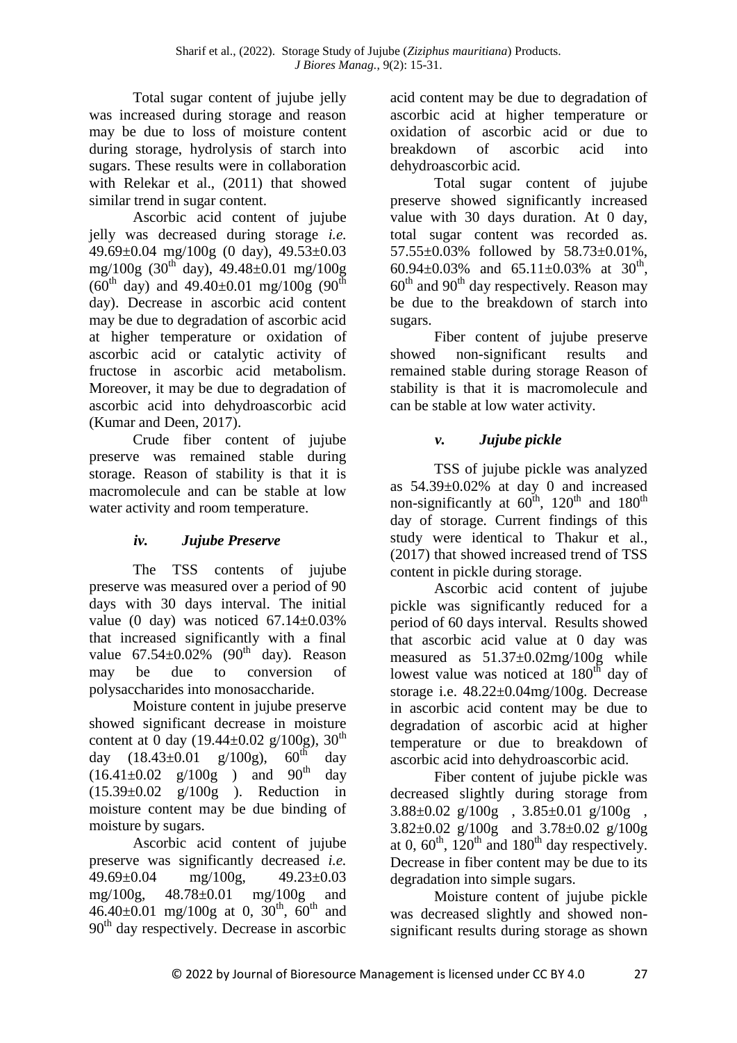Total sugar content of jujube jelly was increased during storage and reason may be due to loss of moisture content during storage, hydrolysis of starch into sugars. These results were in collaboration with Relekar et al., (2011) that showed similar trend in sugar content.

Ascorbic acid content of jujube jelly was decreased during storage *i.e.* 49.69±0.04 mg/100g (0 day), 49.53±0.03 mg/100g (30th day), 49.48±0.01 mg/100g (60th day) and 49.40±0.01 mg/100g (90th day). Decrease in ascorbic acid content may be due to degradation of ascorbic acid at higher temperature or oxidation of ascorbic acid or catalytic activity of fructose in ascorbic acid metabolism. Moreover, it may be due to degradation of ascorbic acid into dehydroascorbic acid (Kumar and Deen, 2017).

Crude fiber content of jujube preserve was remained stable during storage. Reason of stability is that it is macromolecule and can be stable at low water activity and room temperature.

### *iv. Jujube Preserve*

The TSS contents of jujube preserve was measured over a period of 90 days with 30 days interval. The initial value (0 day) was noticed 67.14±0.03% that increased significantly with a final value 67.54±0.02% (90th day). Reason may be due to conversion of polysaccharides into monosaccharide.

Moisture content in jujube preserve showed significant decrease in moisture content at 0 day (19.44±0.02 g/100g), 30th day (18.43±0.01 g/100g), 60th day (16.41±0.02 g/100g ) and 90th day (15.39±0.02 g/100g ). Reduction in moisture content may be due binding of moisture by sugars.

Ascorbic acid content of jujube preserve was significantly decreased *i.e.* 49.69±0.04 mg/100g, 49.23±0.03 mg/100g, 48.78±0.01 mg/100g and 46.40±0.01 mg/100g at 0, 30th, 60th and 90th day respectively. Decrease in ascorbic acid content may be due to degradation of ascorbic acid at higher temperature or oxidation of ascorbic acid or due to breakdown of ascorbic acid into dehydroascorbic acid.

Total sugar content of jujube preserve showed significantly increased value with 30 days duration. At 0 day, total sugar content was recorded as. 57.55±0.03% followed by 58.73±0.01%, 60.94±0.03% and 65.11±0.03% at 30th, 60th and 90th day respectively. Reason may be due to the breakdown of starch into sugars.

Fiber content of jujube preserve showed non-significant results and remained stable during storage Reason of stability is that it is macromolecule and can be stable at low water activity.

### *v. Jujube pickle*

TSS of jujube pickle was analyzed as 54.39±0.02% at day 0 and increased non-significantly at 60th, 120th and 180th day of storage. Current findings of this study were identical to Thakur et al., (2017) that showed increased trend of TSS content in pickle during storage.

Ascorbic acid content of jujube pickle was significantly reduced for a period of 60 days interval. Results showed that ascorbic acid value at 0 day was measured as 51.37±0.02mg/100g while lowest value was noticed at 180th day of storage i.e. 48.22±0.04mg/100g. Decrease in ascorbic acid content may be due to degradation of ascorbic acid at higher temperature or due to breakdown of ascorbic acid into dehydroascorbic acid.

Fiber content of jujube pickle was decreased slightly during storage from 3.88±0.02 g/100g , 3.85±0.01 g/100g , 3.82±0.02 g/100g and 3.78±0.02 g/100g at 0, 60th, 120th and 180th day respectively. Decrease in fiber content may be due to its degradation into simple sugars.

Moisture content of jujube pickle was decreased slightly and showed non-significant results during storage as shown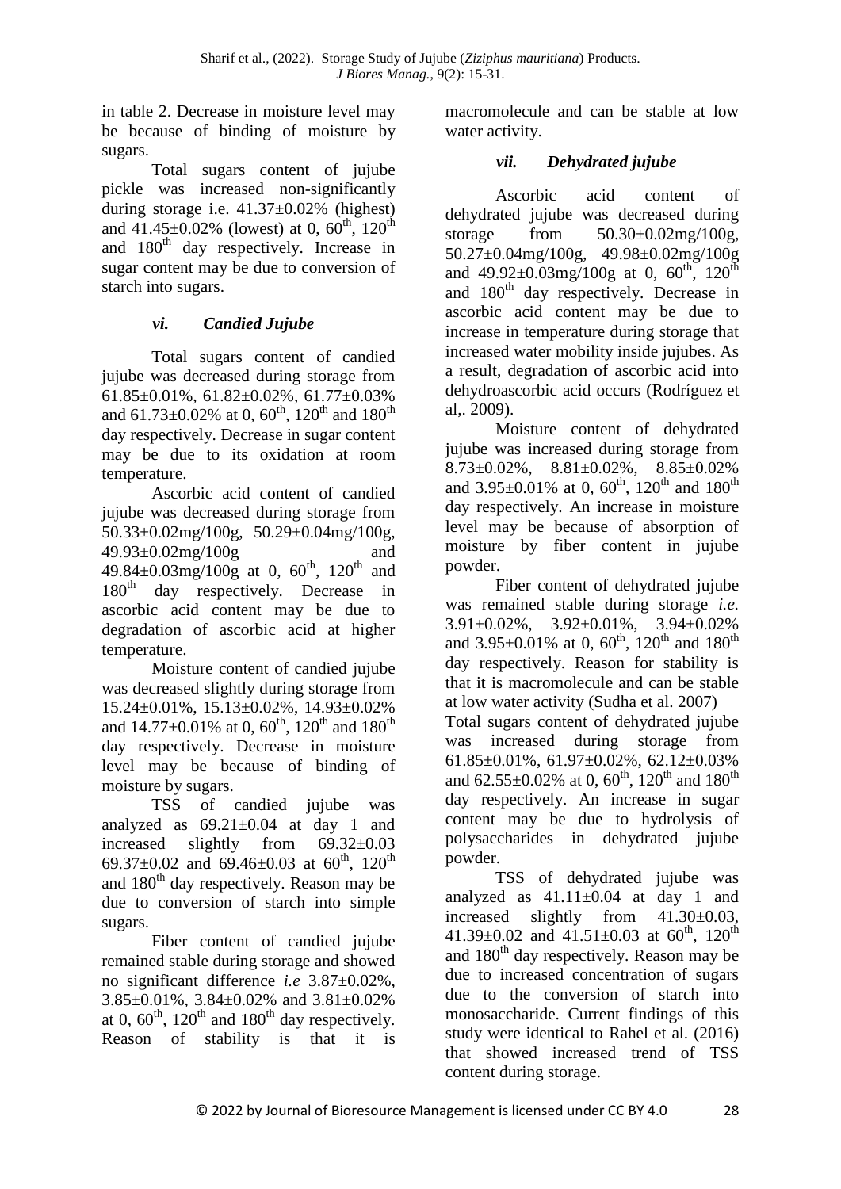in table 2. Decrease in moisture level may be because of binding of moisture by sugars.

Total sugars content of jujube pickle was increased non-significantly during storage i.e. 41.37±0.02% (highest) and 41.45±0.02% (lowest) at 0, 60th, 120th and 180th day respectively. Increase in sugar content may be due to conversion of starch into sugars.

### *vi. Candied Jujube*

Total sugars content of candied jujube was decreased during storage from 61.85±0.01%, 61.82±0.02%, 61.77±0.03% and 61.73±0.02% at 0, 60th, 120th and 180th day respectively. Decrease in sugar content may be due to its oxidation at room temperature.

Ascorbic acid content of candied jujube was decreased during storage from 50.33±0.02mg/100g, 50.29±0.04mg/100g, 49.93±0.02mg/100g and 49.84±0.03mg/100g at 0, 60th, 120th and 180th day respectively. Decrease in ascorbic acid content may be due to degradation of ascorbic acid at higher temperature.

Moisture content of candied jujube was decreased slightly during storage from 15.24±0.01%, 15.13±0.02%, 14.93±0.02% and 14.77±0.01% at 0, 60th, 120th and 180th day respectively. Decrease in moisture level may be because of binding of moisture by sugars.

TSS of candied jujube was analyzed as 69.21±0.04 at day 1 and increased slightly from 69.32±0.03 69.37±0.02 and 69.46±0.03 at 60th, 120th and 180th day respectively. Reason may be due to conversion of starch into simple sugars.

Fiber content of candied jujube remained stable during storage and showed no significant difference *i.e* 3.87±0.02%, 3.85±0.01%, 3.84±0.02% and 3.81±0.02% at 0, 60th, 120th and 180th day respectively. Reason of stability is that it is macromolecule and can be stable at low water activity.

### *vii. Dehydrated jujube*

Ascorbic acid content of dehydrated jujube was decreased during storage from 50.30±0.02mg/100g, 50.27±0.04mg/100g, 49.98±0.02mg/100g and 49.92±0.03mg/100g at 0, 60th, 120th and 180th day respectively. Decrease in ascorbic acid content may be due to increase in temperature during storage that increased water mobility inside jujubes. As a result, degradation of ascorbic acid into dehydroascorbic acid occurs (Rodríguez et al,. 2009).

Moisture content of dehydrated jujube was increased during storage from 8.73±0.02%, 8.81±0.02%, 8.85±0.02% and 3.95±0.01% at 0, 60th, 120th and 180th day respectively. An increase in moisture level may be because of absorption of moisture by fiber content in jujube powder.

Fiber content of dehydrated jujube was remained stable during storage *i.e.* 3.91±0.02%, 3.92±0.01%, 3.94±0.02% and 3.95±0.01% at 0, 60th, 120th and 180th day respectively. Reason for stability is that it is macromolecule and can be stable at low water activity (Sudha et al. 2007)

Total sugars content of dehydrated jujube was increased during storage from 61.85±0.01%, 61.97±0.02%, 62.12±0.03% and 62.55±0.02% at 0, 60th, 120th and 180th day respectively. An increase in sugar content may be due to hydrolysis of polysaccharides in dehydrated jujube powder.

TSS of dehydrated jujube was analyzed as 41.11±0.04 at day 1 and increased slightly from 41.30±0.03, 41.39±0.02 and 41.51±0.03 at 60th, 120th and 180th day respectively. Reason may be due to increased concentration of sugars due to the conversion of starch into monosaccharide. Current findings of this study were identical to Rahel et al. (2016) that showed increased trend of TSS content during storage.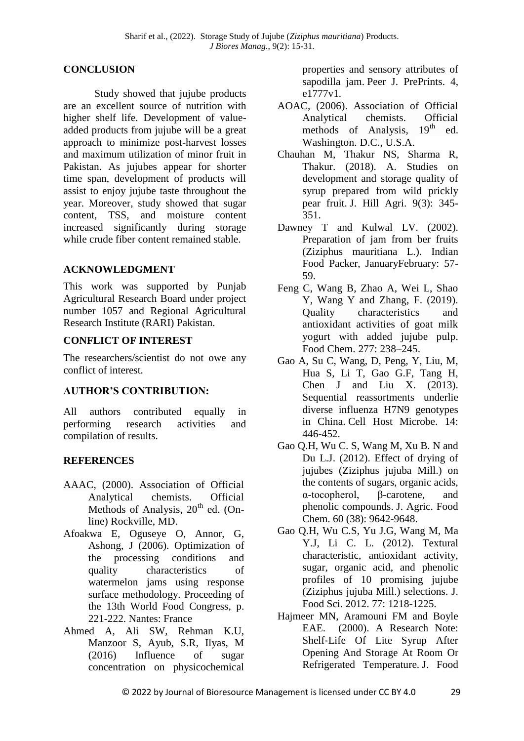## CONCLUSION

Study showed that jujube products are an excellent source of nutrition with higher shelf life. Development of value-added products from jujube will be a great approach to minimize post-harvest losses and maximum utilization of minor fruit in Pakistan. As jujubes appear for shorter time span, development of products will assist to enjoy jujube taste throughout the year. Moreover, study showed that sugar content, TSS, and moisture content increased significantly during storage while crude fiber content remained stable.

## ACKNOWLEDGMENT

This work was supported by Punjab Agricultural Research Board under project number 1057 and Regional Agricultural Research Institute (RARI) Pakistan.

## CONFLICT OF INTEREST

The researchers/scientist do not owe any conflict of interest.

## AUTHOR'S CONTRIBUTION:

All authors contributed equally in performing research activities and compilation of results.

## REFERENCES

AAAC, (2000). Association of Official Analytical chemists. Official Methods of Analysis, 20th ed. (On-line) Rockville, MD.

Afoakwa E, Oguseye O, Annor, G, Ashong, J (2006). Optimization of the processing conditions and quality characteristics of watermelon jams using response surface methodology. Proceeding of the 13th World Food Congress, p. 221-222. Nantes: France

Ahmed A, Ali SW, Rehman K.U, Manzoor S, Ayub, S.R, Ilyas, M (2016) Influence of sugar concentration on physicochemical properties and sensory attributes of sapodilla jam. Peer J. PrePrints. 4, e1777v1.

AOAC, (2006). Association of Official Analytical chemists. Official methods of Analysis, 19th ed. Washington. D.C., U.S.A.

Chauhan M, Thakur NS, Sharma R, Thakur. (2018). A. Studies on development and storage quality of syrup prepared from wild prickly pear fruit. J. Hill Agri. 9(3): 345-351.

Dawney T and Kulwal LV. (2002). Preparation of jam from ber fruits (Ziziphus mauritiana L.). Indian Food Packer, JanuaryFebruary: 57-59.

Feng C, Wang B, Zhao A, Wei L, Shao Y, Wang Y and Zhang, F. (2019). Quality characteristics and antioxidant activities of goat milk yogurt with added jujube pulp. Food Chem. 277: 238–245.

Gao A, Su C, Wang, D, Peng, Y, Liu, M, Hua S, Li T, Gao G.F, Tang H, Chen J and Liu X. (2013). Sequential reassortments underlie diverse influenza H7N9 genotypes in China. Cell Host Microbe. 14: 446-452.

Gao Q.H, Wu C. S, Wang M, Xu B. N and Du L.J. (2012). Effect of drying of jujubes (Ziziphus jujuba Mill.) on the contents of sugars, organic acids, α-tocopherol, β-carotene, and phenolic compounds. J. Agric. Food Chem. 60 (38): 9642-9648.

Gao Q.H, Wu C.S, Yu J.G, Wang M, Ma Y.J, Li C. L. (2012). Textural characteristic, antioxidant activity, sugar, organic acid, and phenolic profiles of 10 promising jujube (Ziziphus jujuba Mill.) selections. J. Food Sci. 2012. 77: 1218-1225.

Hajmeer MN, Aramouni FM and Boyle EAE. (2000). A Research Note: Shelf-Life Of Lite Syrup After Opening And Storage At Room Or Refrigerated Temperature. J. Food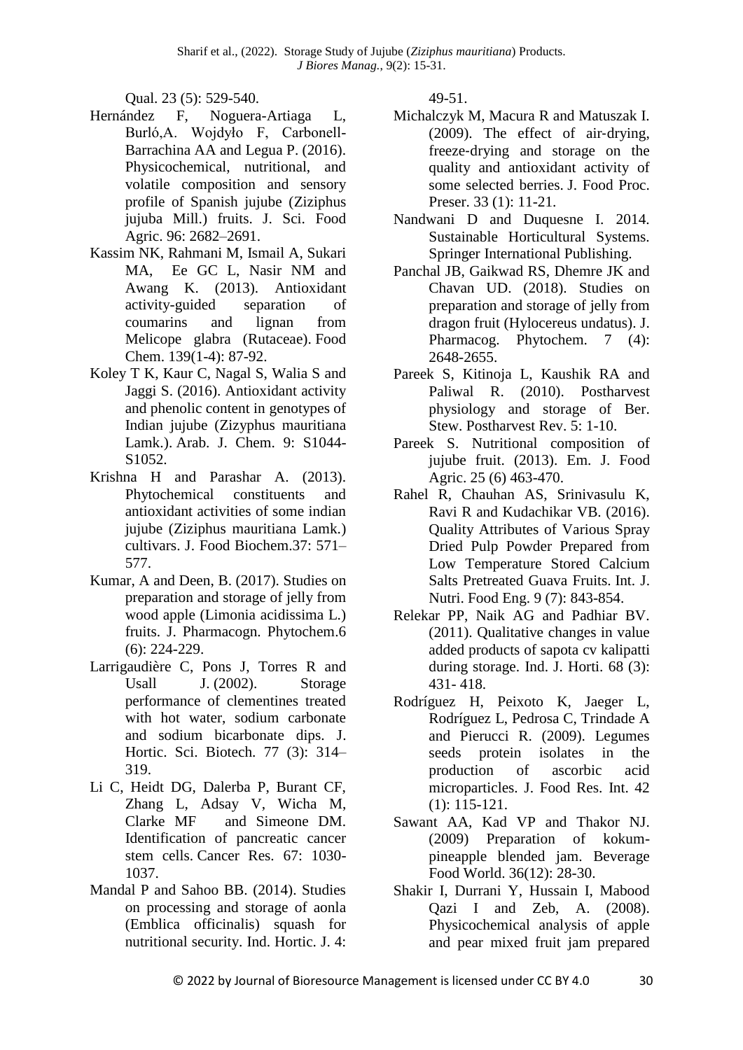Qual. 23 (5): 529-540.

Hernández F, Noguera-Artiaga L, Burló,A. Wojdyło F, Carbonell-Barrachina AA and Legua P. (2016). Physicochemical, nutritional, and volatile composition and sensory profile of Spanish jujube (Ziziphus jujuba Mill.) fruits. J. Sci. Food Agric. 96: 2682–2691.

Kassim NK, Rahmani M, Ismail A, Sukari MA, Ee GC L, Nasir NM and Awang K. (2013). Antioxidant activity-guided separation of coumarins and lignan from Melicope glabra (Rutaceae). Food Chem. 139(1-4): 87-92.

Koley T K, Kaur C, Nagal S, Walia S and Jaggi S. (2016). Antioxidant activity and phenolic content in genotypes of Indian jujube (Zizyphus mauritiana Lamk.). Arab. J. Chem. 9: S1044-S1052.

Krishna H and Parashar A. (2013). Phytochemical constituents and antioxidant activities of some indian jujube (Ziziphus mauritiana Lamk.) cultivars. J. Food Biochem.37: 571–577.

Kumar, A and Deen, B. (2017). Studies on preparation and storage of jelly from wood apple (Limonia acidissima L.) fruits. J. Pharmacogn. Phytochem.6 (6): 224-229.

Larrigaudière C, Pons J, Torres R and Usall J. (2002). Storage performance of clementines treated with hot water, sodium carbonate and sodium bicarbonate dips. J. Hortic. Sci. Biotech. 77 (3): 314–319.

Li C, Heidt DG, Dalerba P, Burant CF, Zhang L, Adsay V, Wicha M, Clarke MF and Simeone DM. Identification of pancreatic cancer stem cells. Cancer Res. 67: 1030-1037.

Mandal P and Sahoo BB. (2014). Studies on processing and storage of aonla (Emblica officinalis) squash for nutritional security. Ind. Hortic. J. 4: 49-51.

Michalczyk M, Macura R and Matuszak I. (2009). The effect of air-drying, freeze-drying and storage on the quality and antioxidant activity of some selected berries. J. Food Proc. Preser. 33 (1): 11-21.

Nandwani D and Duquesne I. 2014. Sustainable Horticultural Systems. Springer International Publishing.

Panchal JB, Gaikwad RS, Dhemre JK and Chavan UD. (2018). Studies on preparation and storage of jelly from dragon fruit (Hylocereus undatus). J. Pharmacog. Phytochem. 7 (4): 2648-2655.

Pareek S, Kitinoja L, Kaushik RA and Paliwal R. (2010). Postharvest physiology and storage of Ber. Stew. Postharvest Rev. 5: 1-10.

Pareek S. Nutritional composition of jujube fruit. (2013). Em. J. Food Agric. 25 (6) 463-470.

Rahel R, Chauhan AS, Srinivasulu K, Ravi R and Kudachikar VB. (2016). Quality Attributes of Various Spray Dried Pulp Powder Prepared from Low Temperature Stored Calcium Salts Pretreated Guava Fruits. Int. J. Nutri. Food Eng. 9 (7): 843-854.

Relekar PP, Naik AG and Padhiar BV. (2011). Qualitative changes in value added products of sapota cv kalipatti during storage. Ind. J. Horti. 68 (3): 431- 418.

Rodríguez H, Peixoto K, Jaeger L, Rodríguez L, Pedrosa C, Trindade A and Pierucci R. (2009). Legumes seeds protein isolates in the production of ascorbic acid microparticles. J. Food Res. Int. 42 (1): 115-121.

Sawant AA, Kad VP and Thakor NJ. (2009) Preparation of kokum-pineapple blended jam. Beverage Food World. 36(12): 28-30.

Shakir I, Durrani Y, Hussain I, Mabood Qazi I and Zeb, A. (2008). Physicochemical analysis of apple and pear mixed fruit jam prepared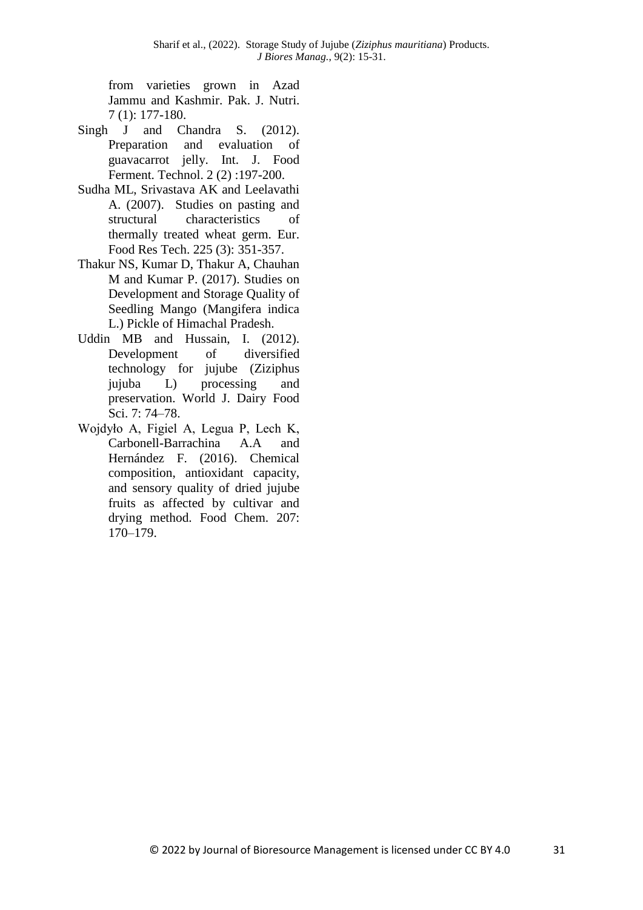from varieties grown in Azad Jammu and Kashmir. Pak. J. Nutri. 7 (1): 177-180.

Singh J and Chandra S. (2012). Preparation and evaluation of guavacarrot jelly. Int. J. Food Ferment. Technol. 2 (2) :197-200.

Sudha ML, Srivastava AK and Leelavathi A. (2007). Studies on pasting and structural characteristics of thermally treated wheat germ. Eur. Food Res Tech. 225 (3): 351-357.

Thakur NS, Kumar D, Thakur A, Chauhan M and Kumar P. (2017). Studies on Development and Storage Quality of Seedling Mango (Mangifera indica L.) Pickle of Himachal Pradesh.

Uddin MB and Hussain, I. (2012). Development of diversified technology for jujube (Ziziphus jujuba L) processing and preservation. World J. Dairy Food Sci. 7: 74–78.

Wojdyło A, Figiel A, Legua P, Lech K, Carbonell-Barrachina A.A and Hernández F. (2016). Chemical composition, antioxidant capacity, and sensory quality of dried jujube fruits as affected by cultivar and drying method. Food Chem. 207: 170–179.

© 2022 by Journal of Bioresource Management is licensed under CC BY 4.0